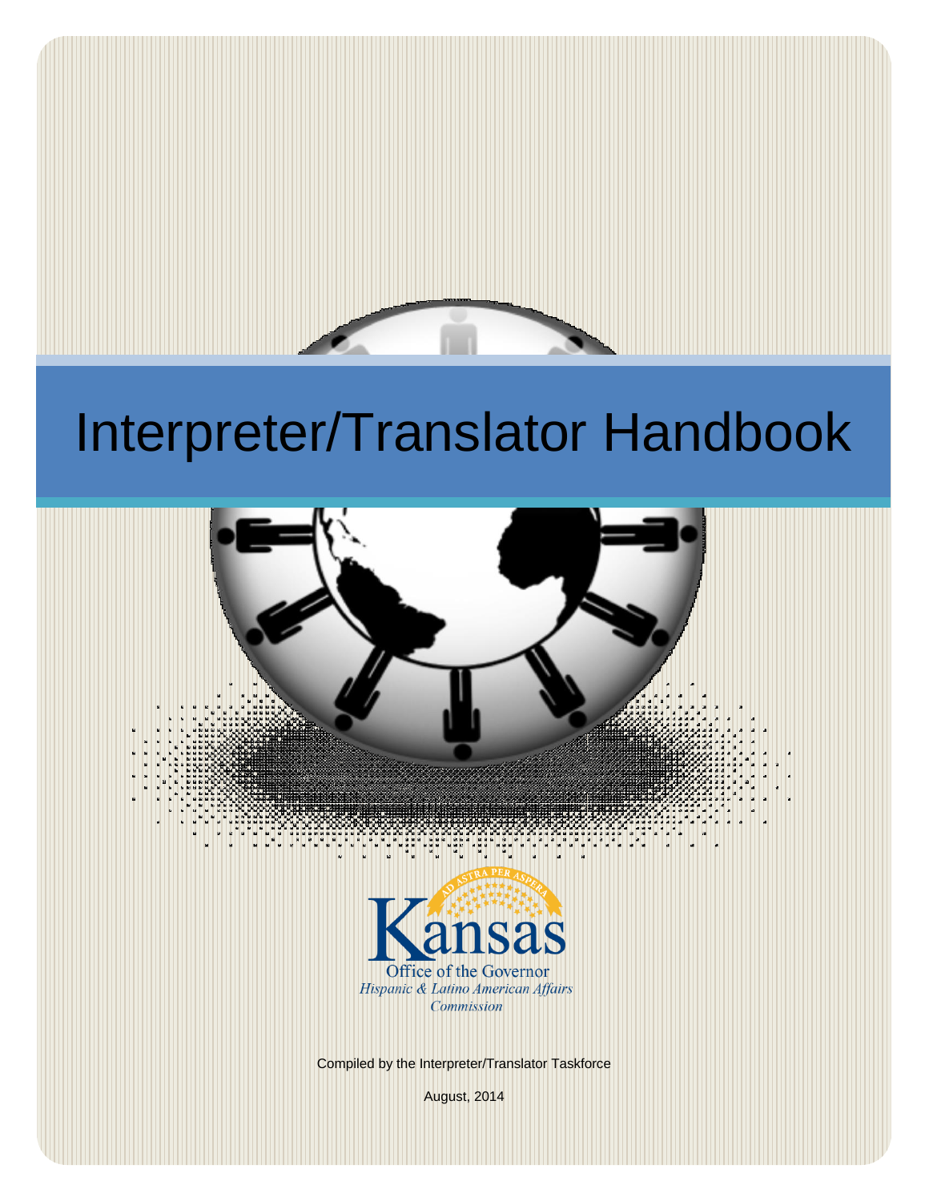# Interpreter/Translator Handbook

Kansas

Office of the Governor

*Hispanic & Latino American Affairs Commission*

Compiled by the Interpreter/Translator Taskforce

August, 2014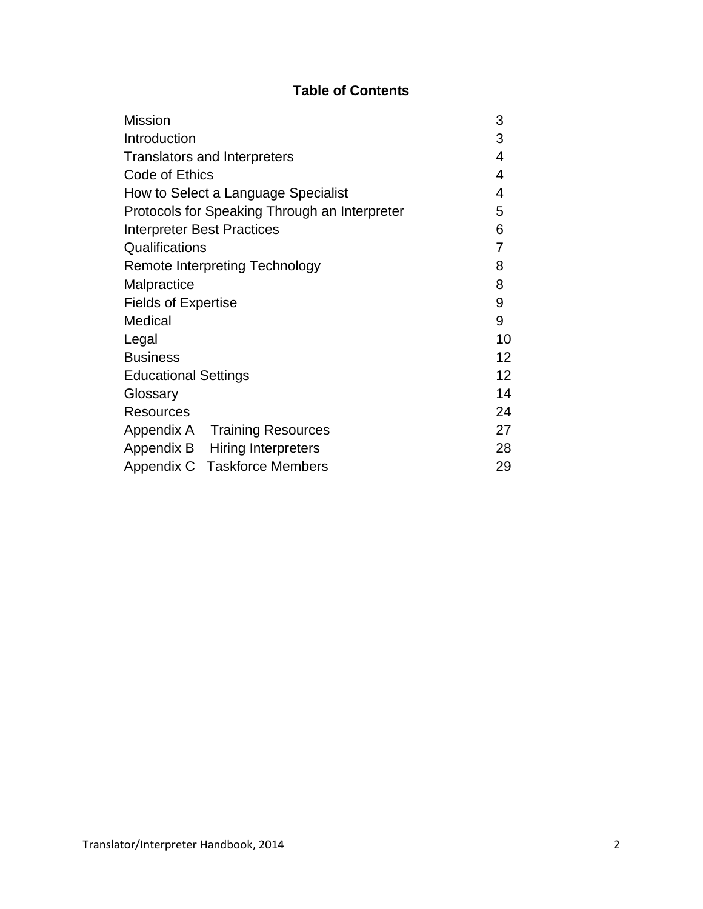# Table of Contents

| | |
|---|---|
| Mission | 3 |
| Introduction | 3 |
| Translators and Interpreters | 4 |
| Code of Ethics | 4 |
| How to Select a Language Specialist | 4 |
| Protocols for Speaking Through an Interpreter | 5 |
| Interpreter Best Practices | 6 |
| Qualifications | 7 |
| Remote Interpreting Technology | 8 |
| Malpractice | 8 |
| Fields of Expertise | 9 |
| Medical | 9 |
| Legal | 10 |
| Business | 12 |
| Educational Settings | 12 |
| Glossary | 14 |
| Resources | 24 |
| Appendix A Training Resources | 27 |
| Appendix B Hiring Interpreters | 28 |
| Appendix C Taskforce Members | 29 |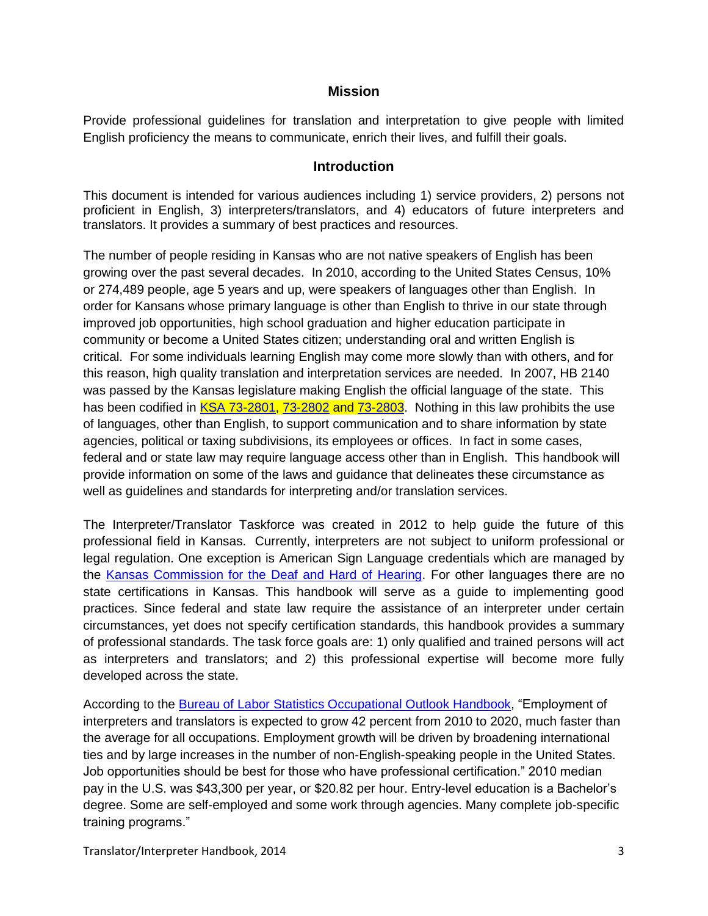## Mission

Provide professional guidelines for translation and interpretation to give people with limited English proficiency the means to communicate, enrich their lives, and fulfill their goals.

## Introduction

This document is intended for various audiences including 1) service providers, 2) persons not proficient in English, 3) interpreters/translators, and 4) educators of future interpreters and translators. It provides a summary of best practices and resources.

The number of people residing in Kansas who are not native speakers of English has been growing over the past several decades. In 2010, according to the United States Census, 10% or 274,489 people, age 5 years and up, were speakers of languages other than English. In order for Kansans whose primary language is other than English to thrive in our state through improved job opportunities, high school graduation and higher education participate in community or become a United States citizen; understanding oral and written English is critical. For some individuals learning English may come more slowly than with others, and for this reason, high quality translation and interpretation services are needed. In 2007, HB 2140 was passed by the Kansas legislature making English the official language of the state. This has been codified in KSA 73-2801, 73-2802 and 73-2803. Nothing in this law prohibits the use of languages, other than English, to support communication and to share information by state agencies, political or taxing subdivisions, its employees or offices. In fact in some cases, federal and or state law may require language access other than in English. This handbook will provide information on some of the laws and guidance that delineates these circumstance as well as guidelines and standards for interpreting and/or translation services.

The Interpreter/Translator Taskforce was created in 2012 to help guide the future of this professional field in Kansas. Currently, interpreters are not subject to uniform professional or legal regulation. One exception is American Sign Language credentials which are managed by the Kansas Commission for the Deaf and Hard of Hearing. For other languages there are no state certifications in Kansas. This handbook will serve as a guide to implementing good practices. Since federal and state law require the assistance of an interpreter under certain circumstances, yet does not specify certification standards, this handbook provides a summary of professional standards. The task force goals are: 1) only qualified and trained persons will act as interpreters and translators; and 2) this professional expertise will become more fully developed across the state.

According to the Bureau of Labor Statistics Occupational Outlook Handbook, "Employment of interpreters and translators is expected to grow 42 percent from 2010 to 2020, much faster than the average for all occupations. Employment growth will be driven by broadening international ties and by large increases in the number of non-English-speaking people in the United States. Job opportunities should be best for those who have professional certification." 2010 median pay in the U.S. was $43,300 per year, or $20.82 per hour. Entry-level education is a Bachelor's degree. Some are self-employed and some work through agencies. Many complete job-specific training programs."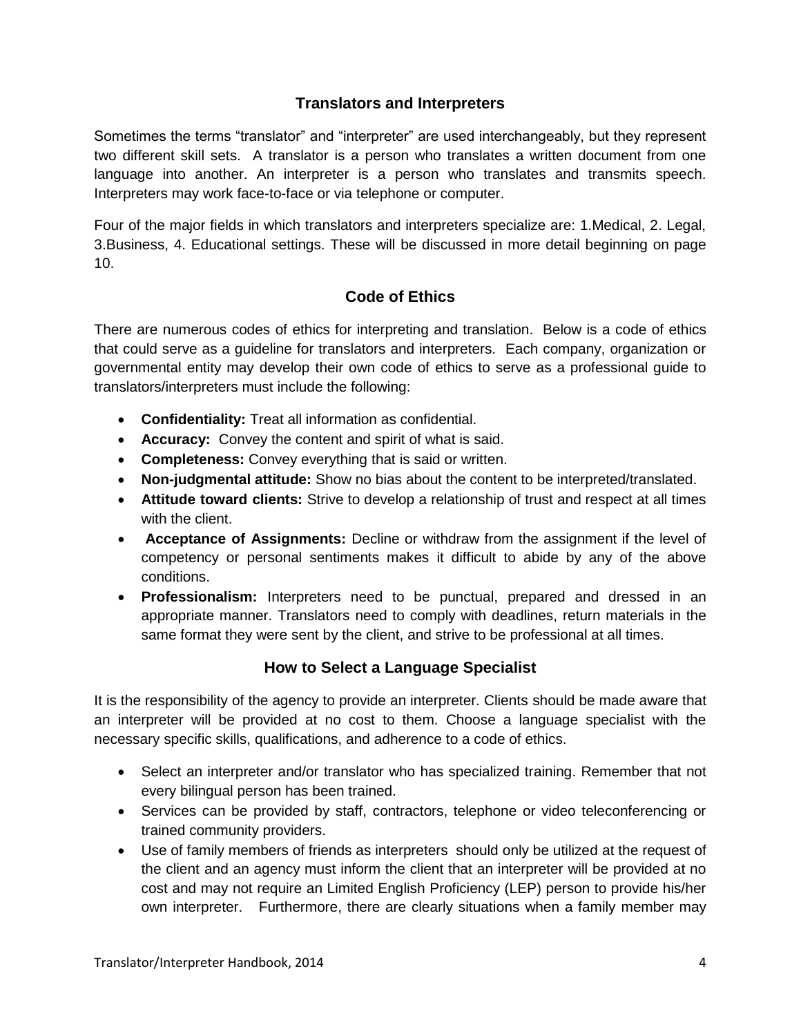## Translators and Interpreters

Sometimes the terms "translator" and "interpreter" are used interchangeably, but they represent two different skill sets. A translator is a person who translates a written document from one language into another. An interpreter is a person who translates and transmits speech. Interpreters may work face-to-face or via telephone or computer.

Four of the major fields in which translators and interpreters specialize are: 1.Medical, 2. Legal, 3.Business, 4. Educational settings. These will be discussed in more detail beginning on page 10.

## Code of Ethics

There are numerous codes of ethics for interpreting and translation. Below is a code of ethics that could serve as a guideline for translators and interpreters. Each company, organization or governmental entity may develop their own code of ethics to serve as a professional guide to translators/interpreters must include the following:

- **Confidentiality:** Treat all information as confidential.
- **Accuracy:** Convey the content and spirit of what is said.
- **Completeness:** Convey everything that is said or written.
- **Non-judgmental attitude:** Show no bias about the content to be interpreted/translated.
- **Attitude toward clients:** Strive to develop a relationship of trust and respect at all times with the client.
- **Acceptance of Assignments:** Decline or withdraw from the assignment if the level of competency or personal sentiments makes it difficult to abide by any of the above conditions.
- **Professionalism:** Interpreters need to be punctual, prepared and dressed in an appropriate manner. Translators need to comply with deadlines, return materials in the same format they were sent by the client, and strive to be professional at all times.

## How to Select a Language Specialist

It is the responsibility of the agency to provide an interpreter. Clients should be made aware that an interpreter will be provided at no cost to them. Choose a language specialist with the necessary specific skills, qualifications, and adherence to a code of ethics.

- Select an interpreter and/or translator who has specialized training. Remember that not every bilingual person has been trained.
- Services can be provided by staff, contractors, telephone or video teleconferencing or trained community providers.
- Use of family members of friends as interpreters should only be utilized at the request of the client and an agency must inform the client that an interpreter will be provided at no cost and may not require an Limited English Proficiency (LEP) person to provide his/her own interpreter. Furthermore, there are clearly situations when a family member may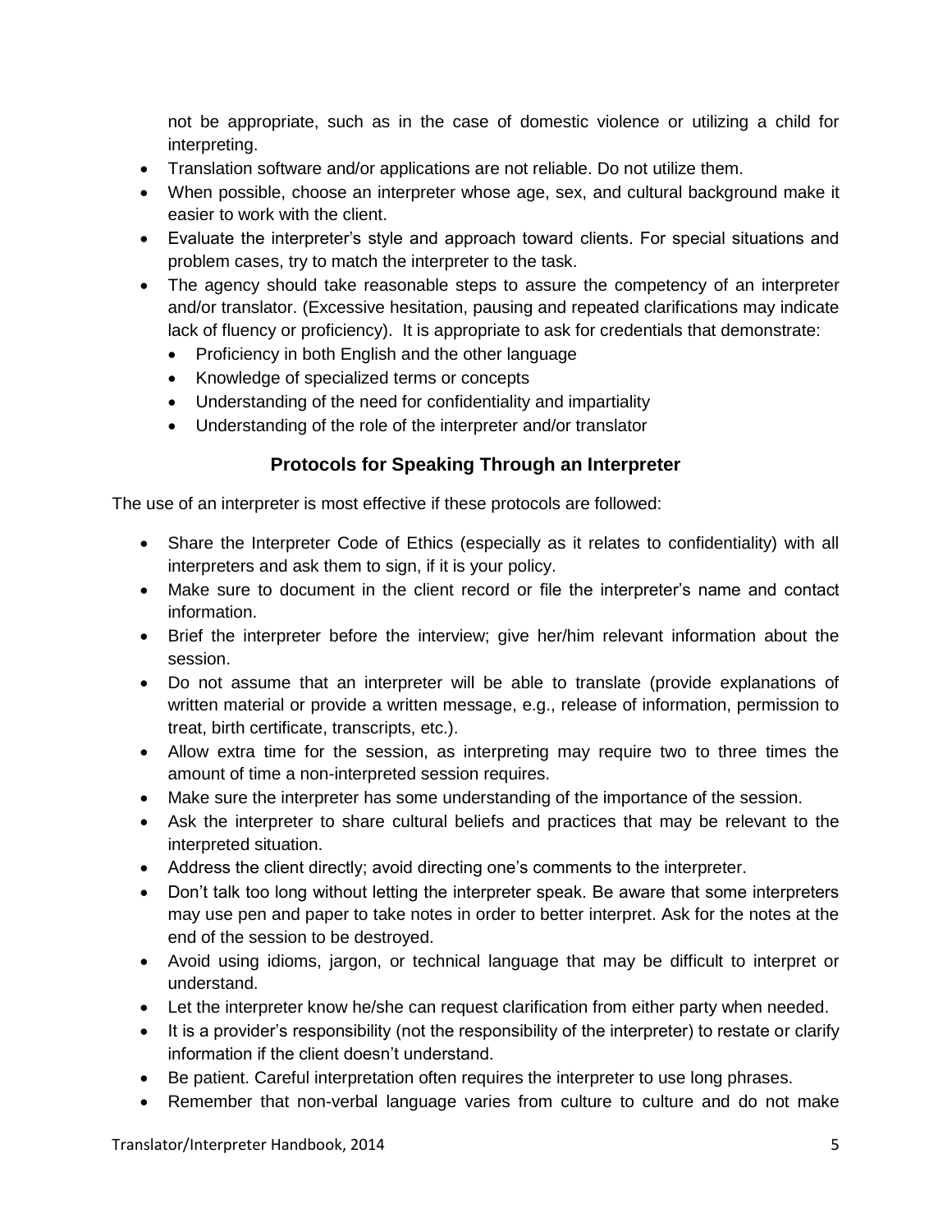not be appropriate, such as in the case of domestic violence or utilizing a child for interpreting.

- Translation software and/or applications are not reliable. Do not utilize them.
- When possible, choose an interpreter whose age, sex, and cultural background make it easier to work with the client.
- Evaluate the interpreter's style and approach toward clients. For special situations and problem cases, try to match the interpreter to the task.
- The agency should take reasonable steps to assure the competency of an interpreter and/or translator. (Excessive hesitation, pausing and repeated clarifications may indicate lack of fluency or proficiency). It is appropriate to ask for credentials that demonstrate:
  - Proficiency in both English and the other language
  - Knowledge of specialized terms or concepts
  - Understanding of the need for confidentiality and impartiality
  - Understanding of the role of the interpreter and/or translator

## Protocols for Speaking Through an Interpreter

The use of an interpreter is most effective if these protocols are followed:

- Share the Interpreter Code of Ethics (especially as it relates to confidentiality) with all interpreters and ask them to sign, if it is your policy.
- Make sure to document in the client record or file the interpreter's name and contact information.
- Brief the interpreter before the interview; give her/him relevant information about the session.
- Do not assume that an interpreter will be able to translate (provide explanations of written material or provide a written message, e.g., release of information, permission to treat, birth certificate, transcripts, etc.).
- Allow extra time for the session, as interpreting may require two to three times the amount of time a non-interpreted session requires.
- Make sure the interpreter has some understanding of the importance of the session.
- Ask the interpreter to share cultural beliefs and practices that may be relevant to the interpreted situation.
- Address the client directly; avoid directing one's comments to the interpreter.
- Don't talk too long without letting the interpreter speak. Be aware that some interpreters may use pen and paper to take notes in order to better interpret. Ask for the notes at the end of the session to be destroyed.
- Avoid using idioms, jargon, or technical language that may be difficult to interpret or understand.
- Let the interpreter know he/she can request clarification from either party when needed.
- It is a provider's responsibility (not the responsibility of the interpreter) to restate or clarify information if the client doesn't understand.
- Be patient. Careful interpretation often requires the interpreter to use long phrases.
- Remember that non-verbal language varies from culture to culture and do not make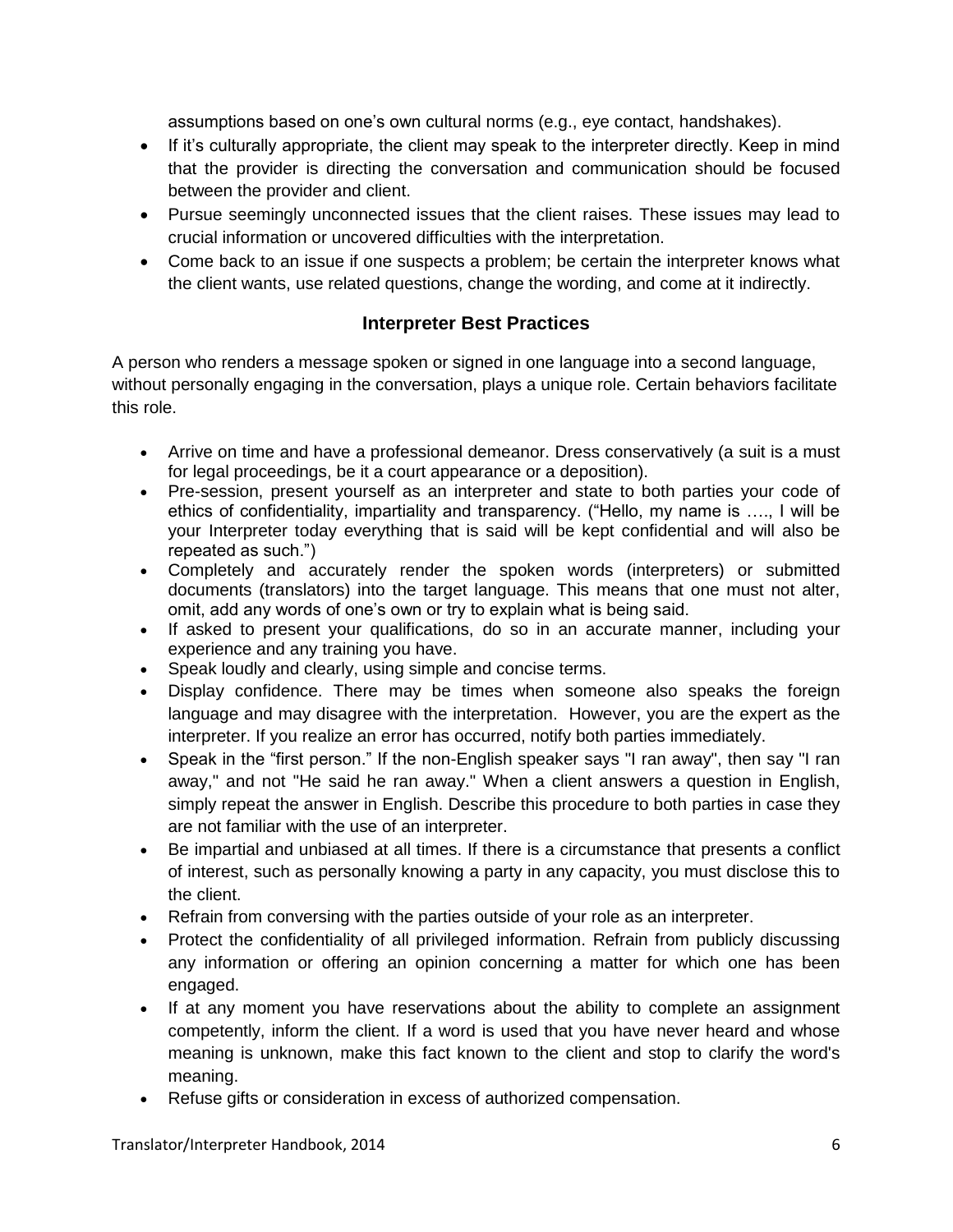assumptions based on one's own cultural norms (e.g., eye contact, handshakes).

- If it's culturally appropriate, the client may speak to the interpreter directly. Keep in mind that the provider is directing the conversation and communication should be focused between the provider and client.
- Pursue seemingly unconnected issues that the client raises. These issues may lead to crucial information or uncovered difficulties with the interpretation.
- Come back to an issue if one suspects a problem; be certain the interpreter knows what the client wants, use related questions, change the wording, and come at it indirectly.

## Interpreter Best Practices

A person who renders a message spoken or signed in one language into a second language, without personally engaging in the conversation, plays a unique role. Certain behaviors facilitate this role.

- Arrive on time and have a professional demeanor. Dress conservatively (a suit is a must for legal proceedings, be it a court appearance or a deposition).
- Pre-session, present yourself as an interpreter and state to both parties your code of ethics of confidentiality, impartiality and transparency. ("Hello, my name is …., I will be your Interpreter today everything that is said will be kept confidential and will also be repeated as such.")
- Completely and accurately render the spoken words (interpreters) or submitted documents (translators) into the target language. This means that one must not alter, omit, add any words of one's own or try to explain what is being said.
- If asked to present your qualifications, do so in an accurate manner, including your experience and any training you have.
- Speak loudly and clearly, using simple and concise terms.
- Display confidence. There may be times when someone also speaks the foreign language and may disagree with the interpretation. However, you are the expert as the interpreter. If you realize an error has occurred, notify both parties immediately.
- Speak in the "first person." If the non-English speaker says "I ran away", then say "I ran away," and not "He said he ran away." When a client answers a question in English, simply repeat the answer in English. Describe this procedure to both parties in case they are not familiar with the use of an interpreter.
- Be impartial and unbiased at all times. If there is a circumstance that presents a conflict of interest, such as personally knowing a party in any capacity, you must disclose this to the client.
- Refrain from conversing with the parties outside of your role as an interpreter.
- Protect the confidentiality of all privileged information. Refrain from publicly discussing any information or offering an opinion concerning a matter for which one has been engaged.
- If at any moment you have reservations about the ability to complete an assignment competently, inform the client. If a word is used that you have never heard and whose meaning is unknown, make this fact known to the client and stop to clarify the word's meaning.
- Refuse gifts or consideration in excess of authorized compensation.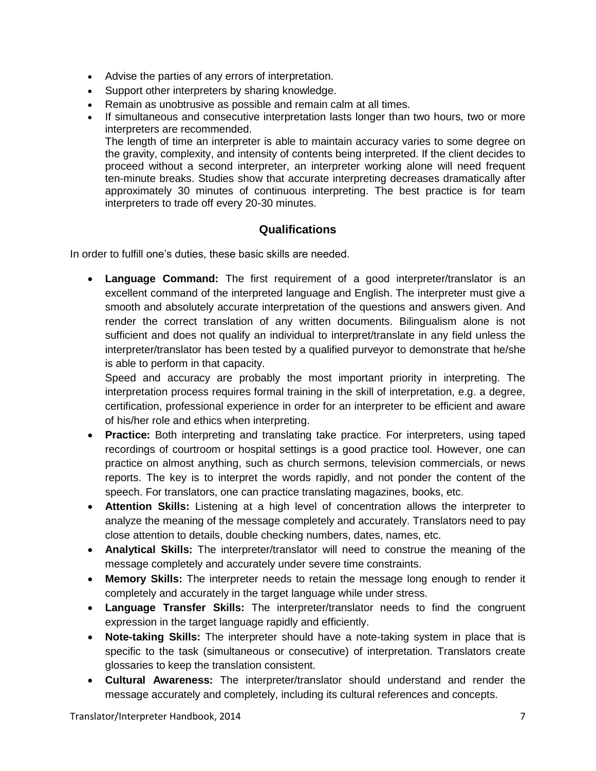- Advise the parties of any errors of interpretation.
- Support other interpreters by sharing knowledge.
- Remain as unobtrusive as possible and remain calm at all times.
- If simultaneous and consecutive interpretation lasts longer than two hours, two or more interpreters are recommended.
  The length of time an interpreter is able to maintain accuracy varies to some degree on the gravity, complexity, and intensity of contents being interpreted. If the client decides to proceed without a second interpreter, an interpreter working alone will need frequent ten-minute breaks. Studies show that accurate interpreting decreases dramatically after approximately 30 minutes of continuous interpreting. The best practice is for team interpreters to trade off every 20-30 minutes.

## Qualifications

In order to fulfill one's duties, these basic skills are needed.

- **Language Command:** The first requirement of a good interpreter/translator is an excellent command of the interpreted language and English. The interpreter must give a smooth and absolutely accurate interpretation of the questions and answers given. And render the correct translation of any written documents. Bilingualism alone is not sufficient and does not qualify an individual to interpret/translate in any field unless the interpreter/translator has been tested by a qualified purveyor to demonstrate that he/she is able to perform in that capacity.
  Speed and accuracy are probably the most important priority in interpreting. The interpretation process requires formal training in the skill of interpretation, e.g. a degree, certification, professional experience in order for an interpreter to be efficient and aware of his/her role and ethics when interpreting.
- **Practice:** Both interpreting and translating take practice. For interpreters, using taped recordings of courtroom or hospital settings is a good practice tool. However, one can practice on almost anything, such as church sermons, television commercials, or news reports. The key is to interpret the words rapidly, and not ponder the content of the speech. For translators, one can practice translating magazines, books, etc.
- **Attention Skills:** Listening at a high level of concentration allows the interpreter to analyze the meaning of the message completely and accurately. Translators need to pay close attention to details, double checking numbers, dates, names, etc.
- **Analytical Skills:** The interpreter/translator will need to construe the meaning of the message completely and accurately under severe time constraints.
- **Memory Skills:** The interpreter needs to retain the message long enough to render it completely and accurately in the target language while under stress.
- **Language Transfer Skills:** The interpreter/translator needs to find the congruent expression in the target language rapidly and efficiently.
- **Note-taking Skills:** The interpreter should have a note-taking system in place that is specific to the task (simultaneous or consecutive) of interpretation. Translators create glossaries to keep the translation consistent.
- **Cultural Awareness:** The interpreter/translator should understand and render the message accurately and completely, including its cultural references and concepts.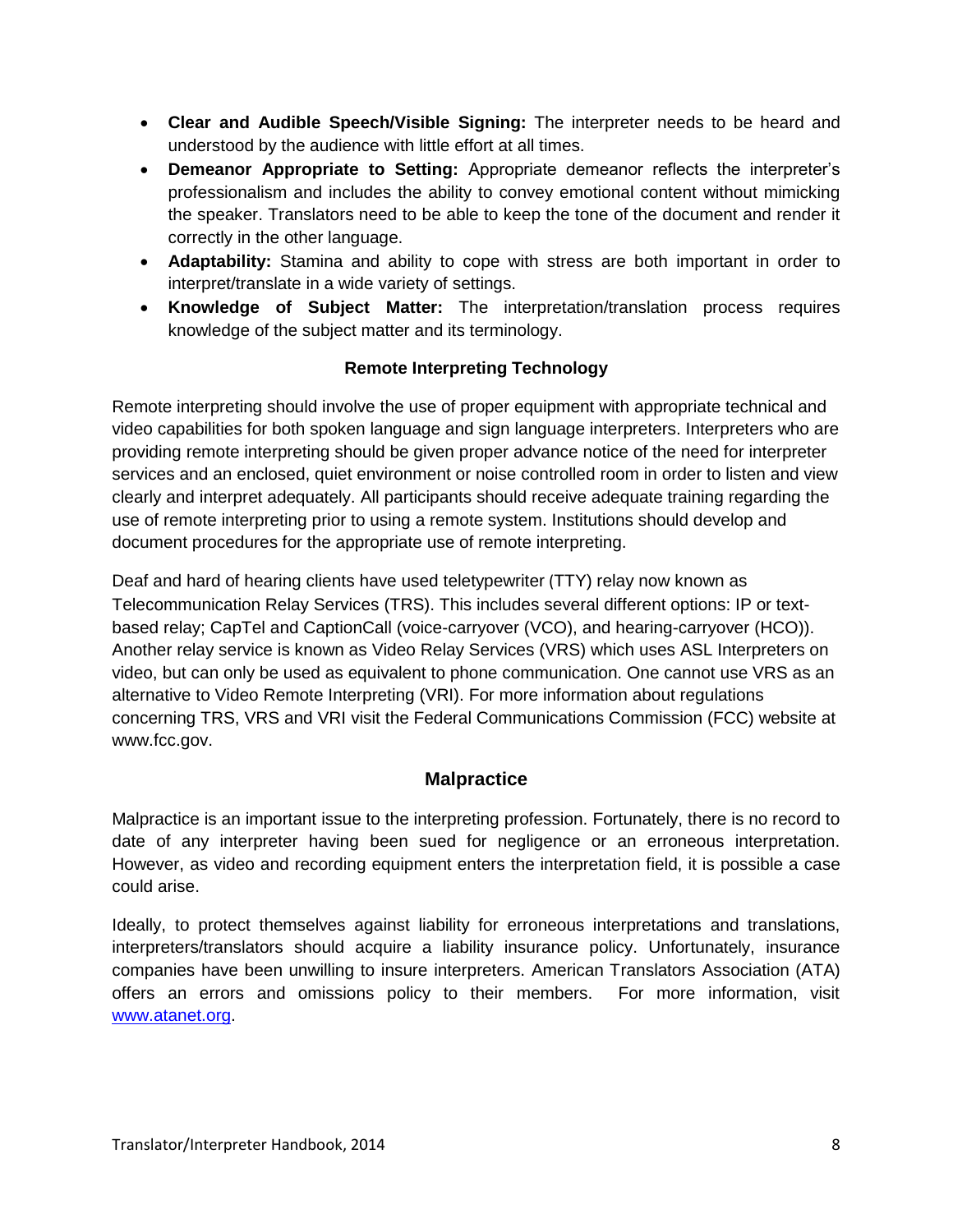- **Clear and Audible Speech/Visible Signing:** The interpreter needs to be heard and understood by the audience with little effort at all times.
- **Demeanor Appropriate to Setting:** Appropriate demeanor reflects the interpreter's professionalism and includes the ability to convey emotional content without mimicking the speaker. Translators need to be able to keep the tone of the document and render it correctly in the other language.
- **Adaptability:** Stamina and ability to cope with stress are both important in order to interpret/translate in a wide variety of settings.
- **Knowledge of Subject Matter:** The interpretation/translation process requires knowledge of the subject matter and its terminology.

### Remote Interpreting Technology

Remote interpreting should involve the use of proper equipment with appropriate technical and video capabilities for both spoken language and sign language interpreters. Interpreters who are providing remote interpreting should be given proper advance notice of the need for interpreter services and an enclosed, quiet environment or noise controlled room in order to listen and view clearly and interpret adequately. All participants should receive adequate training regarding the use of remote interpreting prior to using a remote system. Institutions should develop and document procedures for the appropriate use of remote interpreting.

Deaf and hard of hearing clients have used teletypewriter (TTY) relay now known as Telecommunication Relay Services (TRS). This includes several different options: IP or text-based relay; CapTel and CaptionCall (voice-carryover (VCO), and hearing-carryover (HCO)). Another relay service is known as Video Relay Services (VRS) which uses ASL Interpreters on video, but can only be used as equivalent to phone communication. One cannot use VRS as an alternative to Video Remote Interpreting (VRI). For more information about regulations concerning TRS, VRS and VRI visit the Federal Communications Commission (FCC) website at www.fcc.gov.

## Malpractice

Malpractice is an important issue to the interpreting profession. Fortunately, there is no record to date of any interpreter having been sued for negligence or an erroneous interpretation. However, as video and recording equipment enters the interpretation field, it is possible a case could arise.

Ideally, to protect themselves against liability for erroneous interpretations and translations, interpreters/translators should acquire a liability insurance policy. Unfortunately, insurance companies have been unwilling to insure interpreters. American Translators Association (ATA) offers an errors and omissions policy to their members. For more information, visit www.atanet.org.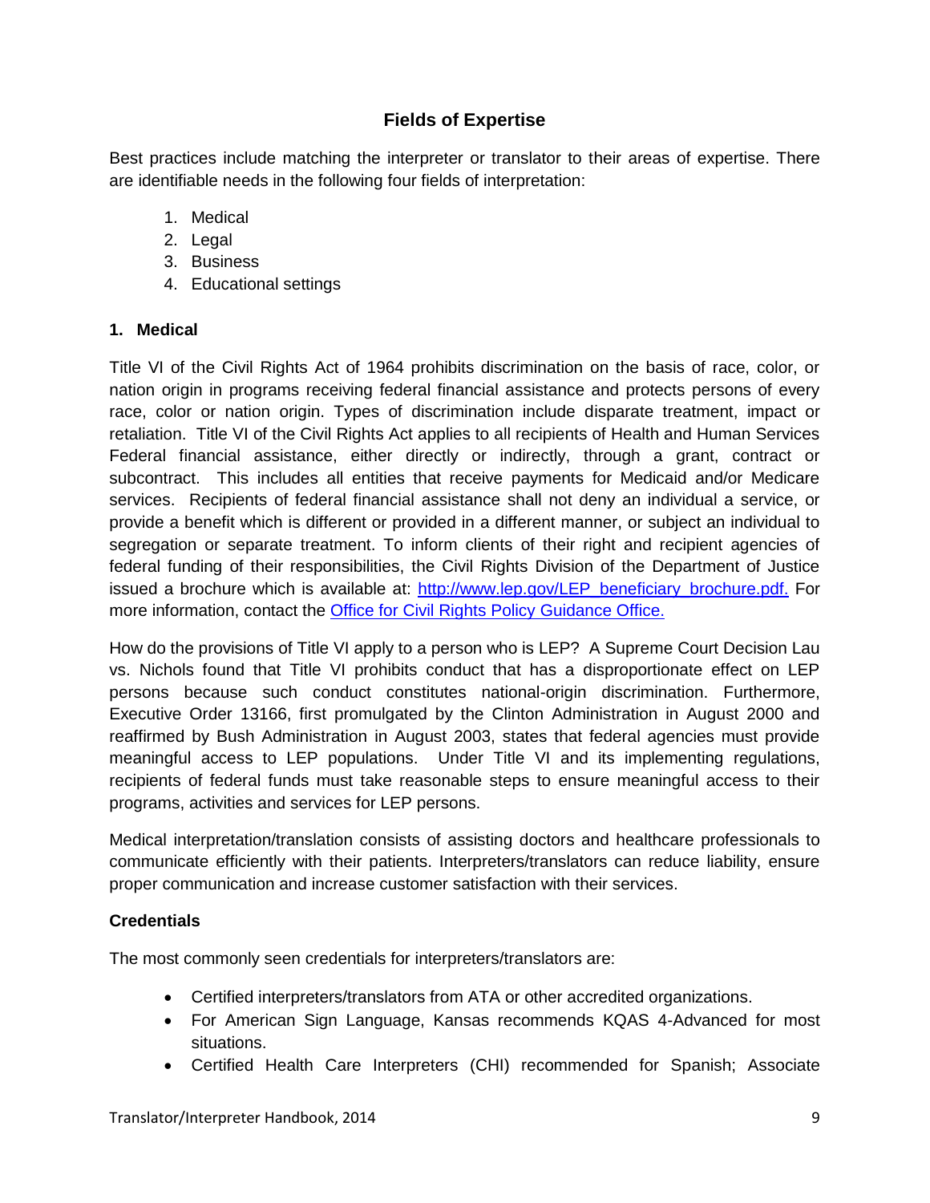## Fields of Expertise

Best practices include matching the interpreter or translator to their areas of expertise. There are identifiable needs in the following four fields of interpretation:

1. Medical
2. Legal
3. Business
4. Educational settings

### 1. Medical

Title VI of the Civil Rights Act of 1964 prohibits discrimination on the basis of race, color, or nation origin in programs receiving federal financial assistance and protects persons of every race, color or nation origin. Types of discrimination include disparate treatment, impact or retaliation. Title VI of the Civil Rights Act applies to all recipients of Health and Human Services Federal financial assistance, either directly or indirectly, through a grant, contract or subcontract. This includes all entities that receive payments for Medicaid and/or Medicare services. Recipients of federal financial assistance shall not deny an individual a service, or provide a benefit which is different or provided in a different manner, or subject an individual to segregation or separate treatment. To inform clients of their right and recipient agencies of federal funding of their responsibilities, the Civil Rights Division of the Department of Justice issued a brochure which is available at: [http://www.lep.gov/LEP_beneficiary_brochure.pdf.](http://www.lep.gov/LEP_beneficiary_brochure.pdf) For more information, contact the Office for Civil Rights Policy Guidance Office.

How do the provisions of Title VI apply to a person who is LEP? A Supreme Court Decision Lau vs. Nichols found that Title VI prohibits conduct that has a disproportionate effect on LEP persons because such conduct constitutes national-origin discrimination. Furthermore, Executive Order 13166, first promulgated by the Clinton Administration in August 2000 and reaffirmed by Bush Administration in August 2003, states that federal agencies must provide meaningful access to LEP populations. Under Title VI and its implementing regulations, recipients of federal funds must take reasonable steps to ensure meaningful access to their programs, activities and services for LEP persons.

Medical interpretation/translation consists of assisting doctors and healthcare professionals to communicate efficiently with their patients. Interpreters/translators can reduce liability, ensure proper communication and increase customer satisfaction with their services.

#### Credentials

The most commonly seen credentials for interpreters/translators are:

- Certified interpreters/translators from ATA or other accredited organizations.
- For American Sign Language, Kansas recommends KQAS 4-Advanced for most situations.
- Certified Health Care Interpreters (CHI) recommended for Spanish; Associate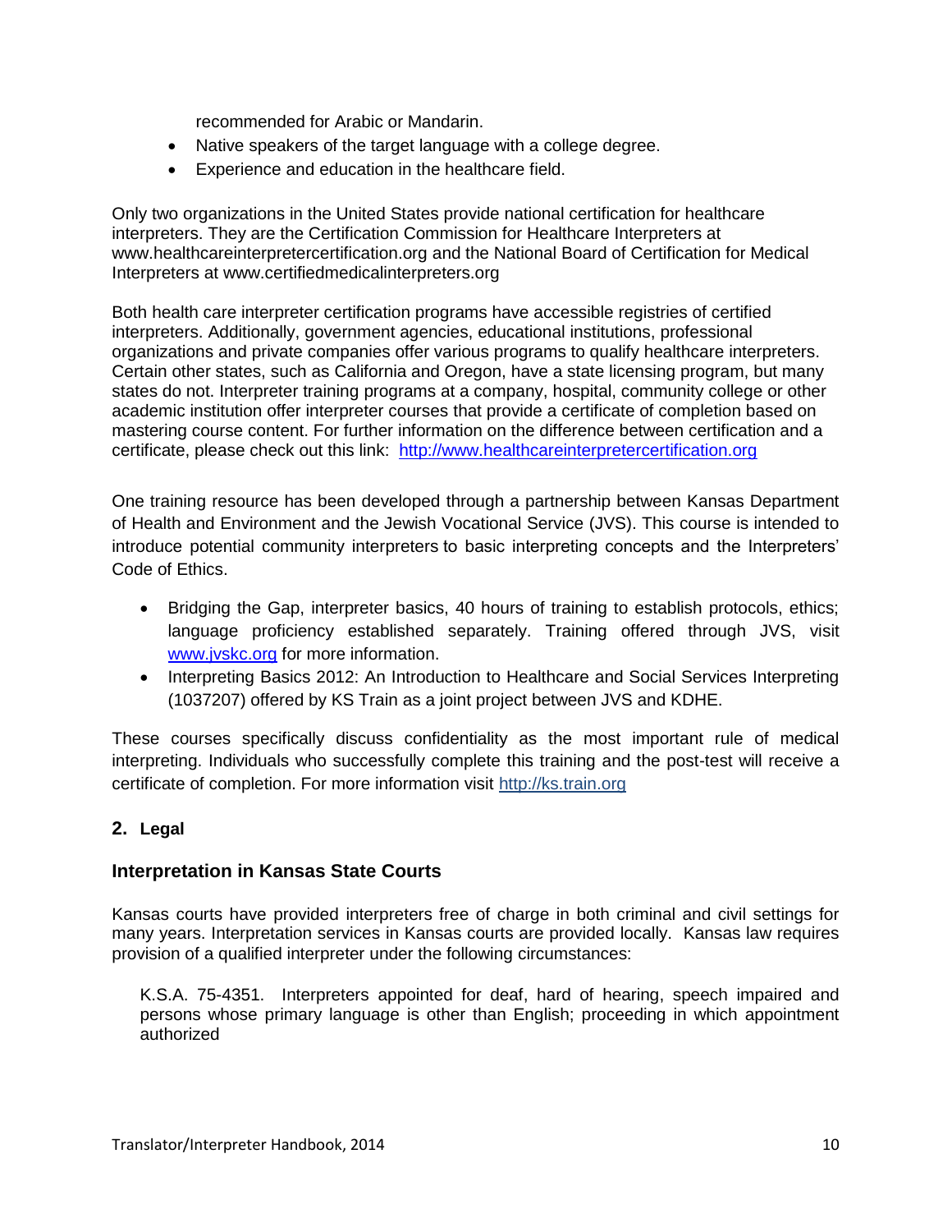recommended for Arabic or Mandarin.

- Native speakers of the target language with a college degree.
- Experience and education in the healthcare field.

Only two organizations in the United States provide national certification for healthcare interpreters. They are the Certification Commission for Healthcare Interpreters at www.healthcareinterpretercertification.org and the National Board of Certification for Medical Interpreters at www.certifiedmedicalinterpreters.org

Both health care interpreter certification programs have accessible registries of certified interpreters. Additionally, government agencies, educational institutions, professional organizations and private companies offer various programs to qualify healthcare interpreters. Certain other states, such as California and Oregon, have a state licensing program, but many states do not. Interpreter training programs at a company, hospital, community college or other academic institution offer interpreter courses that provide a certificate of completion based on mastering course content. For further information on the difference between certification and a certificate, please check out this link: http://www.healthcareinterpretercertification.org

One training resource has been developed through a partnership between Kansas Department of Health and Environment and the Jewish Vocational Service (JVS). This course is intended to introduce potential community interpreters to basic interpreting concepts and the Interpreters' Code of Ethics.

- Bridging the Gap, interpreter basics, 40 hours of training to establish protocols, ethics; language proficiency established separately. Training offered through JVS, visit www.jvskc.org for more information.
- Interpreting Basics 2012: An Introduction to Healthcare and Social Services Interpreting (1037207) offered by KS Train as a joint project between JVS and KDHE.

These courses specifically discuss confidentiality as the most important rule of medical interpreting. Individuals who successfully complete this training and the post-test will receive a certificate of completion. For more information visit http://ks.train.org

## 2. Legal

### Interpretation in Kansas State Courts

Kansas courts have provided interpreters free of charge in both criminal and civil settings for many years. Interpretation services in Kansas courts are provided locally. Kansas law requires provision of a qualified interpreter under the following circumstances:

> K.S.A. 75-4351. Interpreters appointed for deaf, hard of hearing, speech impaired and persons whose primary language is other than English; proceeding in which appointment authorized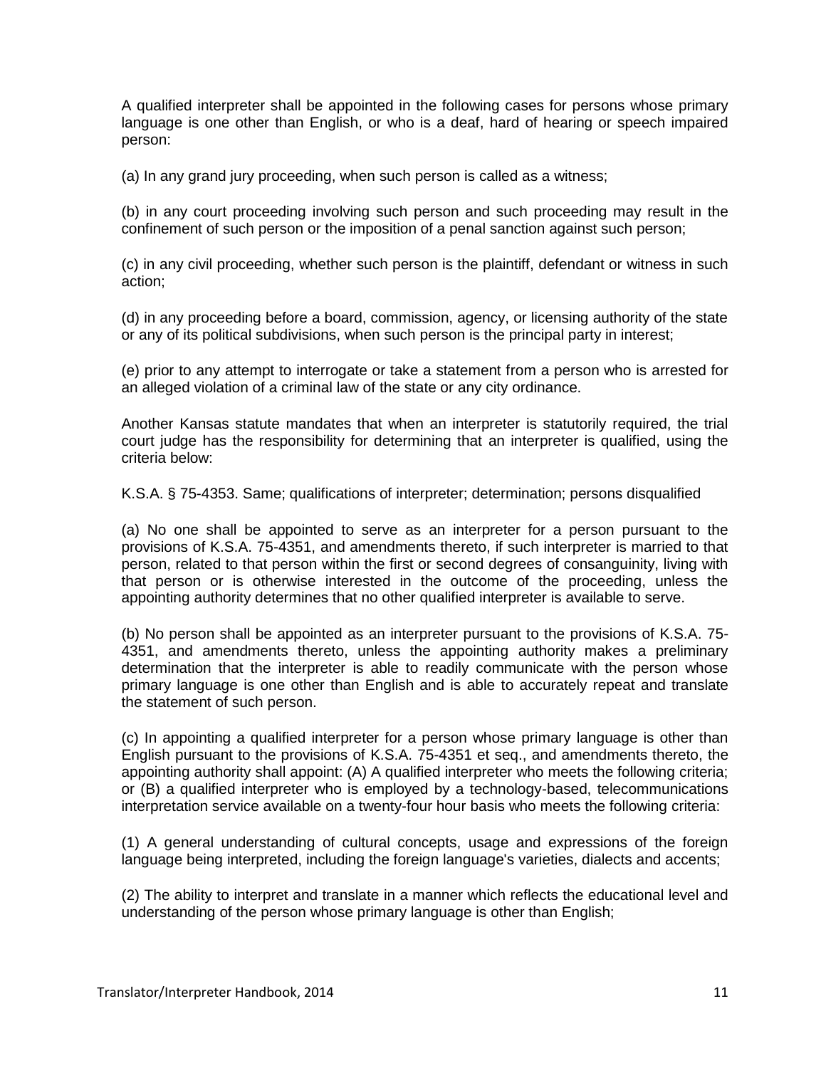A qualified interpreter shall be appointed in the following cases for persons whose primary language is one other than English, or who is a deaf, hard of hearing or speech impaired person:

(a) In any grand jury proceeding, when such person is called as a witness;

(b) in any court proceeding involving such person and such proceeding may result in the confinement of such person or the imposition of a penal sanction against such person;

(c) in any civil proceeding, whether such person is the plaintiff, defendant or witness in such action;

(d) in any proceeding before a board, commission, agency, or licensing authority of the state or any of its political subdivisions, when such person is the principal party in interest;

(e) prior to any attempt to interrogate or take a statement from a person who is arrested for an alleged violation of a criminal law of the state or any city ordinance.

Another Kansas statute mandates that when an interpreter is statutorily required, the trial court judge has the responsibility for determining that an interpreter is qualified, using the criteria below:

K.S.A. § 75-4353. Same; qualifications of interpreter; determination; persons disqualified

(a) No one shall be appointed to serve as an interpreter for a person pursuant to the provisions of K.S.A. 75-4351, and amendments thereto, if such interpreter is married to that person, related to that person within the first or second degrees of consanguinity, living with that person or is otherwise interested in the outcome of the proceeding, unless the appointing authority determines that no other qualified interpreter is available to serve.

(b) No person shall be appointed as an interpreter pursuant to the provisions of K.S.A. 75-4351, and amendments thereto, unless the appointing authority makes a preliminary determination that the interpreter is able to readily communicate with the person whose primary language is one other than English and is able to accurately repeat and translate the statement of such person.

(c) In appointing a qualified interpreter for a person whose primary language is other than English pursuant to the provisions of K.S.A. 75-4351 et seq., and amendments thereto, the appointing authority shall appoint: (A) A qualified interpreter who meets the following criteria; or (B) a qualified interpreter who is employed by a technology-based, telecommunications interpretation service available on a twenty-four hour basis who meets the following criteria:

(1) A general understanding of cultural concepts, usage and expressions of the foreign language being interpreted, including the foreign language's varieties, dialects and accents;

(2) The ability to interpret and translate in a manner which reflects the educational level and understanding of the person whose primary language is other than English;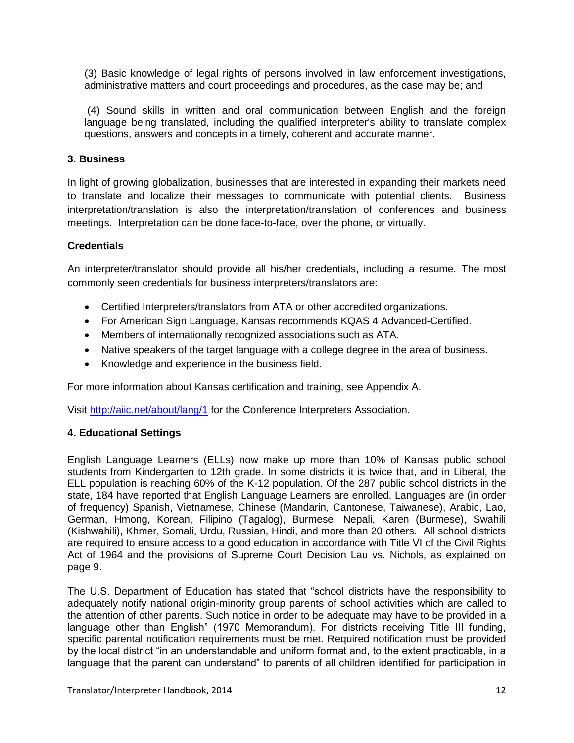(3) Basic knowledge of legal rights of persons involved in law enforcement investigations, administrative matters and court proceedings and procedures, as the case may be; and

(4) Sound skills in written and oral communication between English and the foreign language being translated, including the qualified interpreter's ability to translate complex questions, answers and concepts in a timely, coherent and accurate manner.

### 3. Business

In light of growing globalization, businesses that are interested in expanding their markets need to translate and localize their messages to communicate with potential clients. Business interpretation/translation is also the interpretation/translation of conferences and business meetings. Interpretation can be done face-to-face, over the phone, or virtually.

#### Credentials

An interpreter/translator should provide all his/her credentials, including a resume. The most commonly seen credentials for business interpreters/translators are:

- Certified Interpreters/translators from ATA or other accredited organizations.
- For American Sign Language, Kansas recommends KQAS 4 Advanced-Certified.
- Members of internationally recognized associations such as ATA.
- Native speakers of the target language with a college degree in the area of business.
- Knowledge and experience in the business field.

For more information about Kansas certification and training, see Appendix A.

Visit [http://aiic.net/about/lang/1](http://aiic.net/about/lang/1) for the Conference Interpreters Association.

### 4. Educational Settings

English Language Learners (ELLs) now make up more than 10% of Kansas public school students from Kindergarten to 12th grade. In some districts it is twice that, and in Liberal, the ELL population is reaching 60% of the K-12 population. Of the 287 public school districts in the state, 184 have reported that English Language Learners are enrolled. Languages are (in order of frequency) Spanish, Vietnamese, Chinese (Mandarin, Cantonese, Taiwanese), Arabic, Lao, German, Hmong, Korean, Filipino (Tagalog), Burmese, Nepali, Karen (Burmese), Swahili (Kishwahili), Khmer, Somali, Urdu, Russian, Hindi, and more than 20 others. All school districts are required to ensure access to a good education in accordance with Title VI of the Civil Rights Act of 1964 and the provisions of Supreme Court Decision Lau vs. Nichols, as explained on page 9.

The U.S. Department of Education has stated that "school districts have the responsibility to adequately notify national origin-minority group parents of school activities which are called to the attention of other parents. Such notice in order to be adequate may have to be provided in a language other than English" (1970 Memorandum). For districts receiving Title III funding, specific parental notification requirements must be met. Required notification must be provided by the local district "in an understandable and uniform format and, to the extent practicable, in a language that the parent can understand" to parents of all children identified for participation in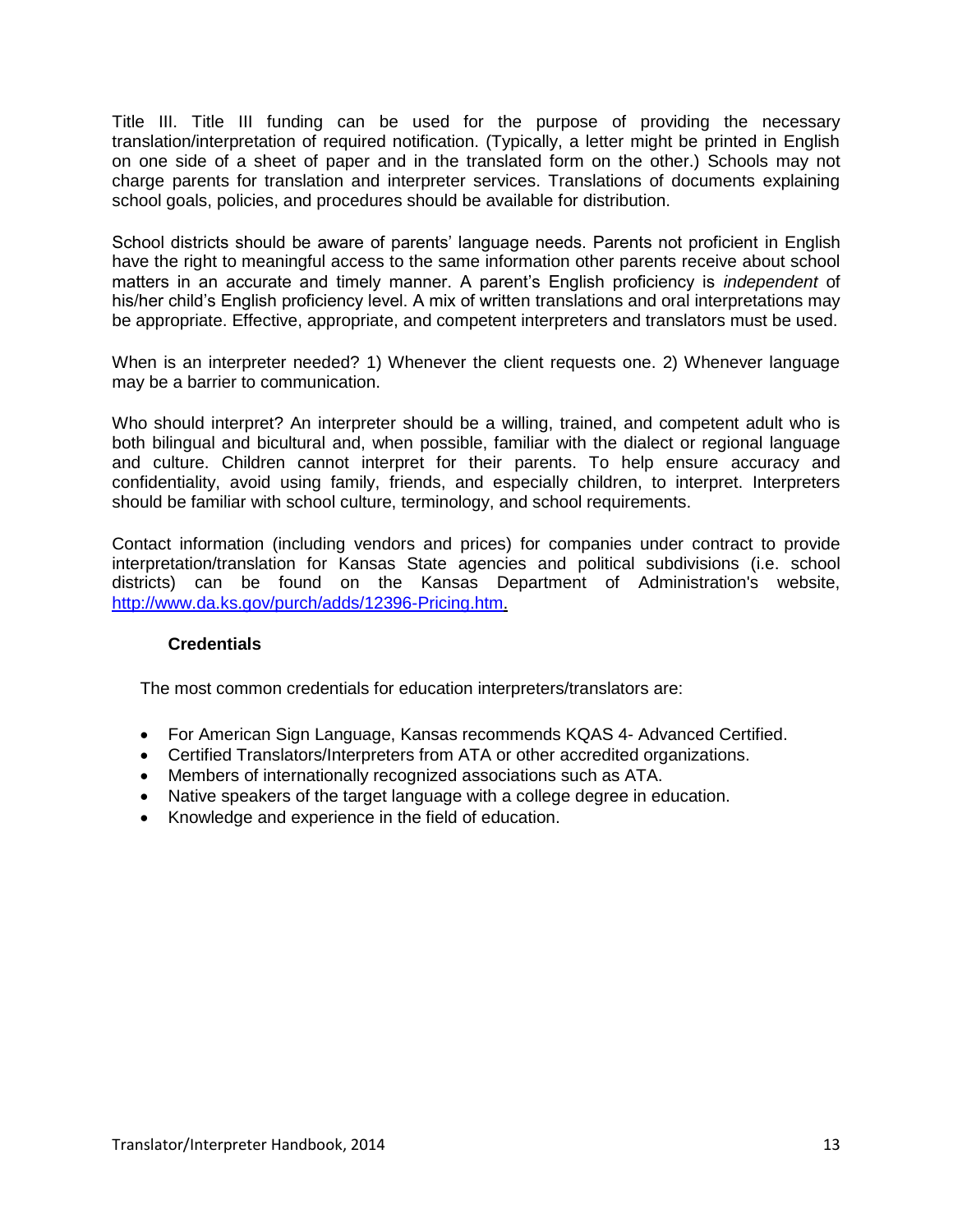Title III. Title III funding can be used for the purpose of providing the necessary translation/interpretation of required notification. (Typically, a letter might be printed in English on one side of a sheet of paper and in the translated form on the other.) Schools may not charge parents for translation and interpreter services. Translations of documents explaining school goals, policies, and procedures should be available for distribution.

School districts should be aware of parents' language needs. Parents not proficient in English have the right to meaningful access to the same information other parents receive about school matters in an accurate and timely manner. A parent's English proficiency is *independent* of his/her child's English proficiency level. A mix of written translations and oral interpretations may be appropriate. Effective, appropriate, and competent interpreters and translators must be used.

When is an interpreter needed? 1) Whenever the client requests one. 2) Whenever language may be a barrier to communication.

Who should interpret? An interpreter should be a willing, trained, and competent adult who is both bilingual and bicultural and, when possible, familiar with the dialect or regional language and culture. Children cannot interpret for their parents. To help ensure accuracy and confidentiality, avoid using family, friends, and especially children, to interpret. Interpreters should be familiar with school culture, terminology, and school requirements.

Contact information (including vendors and prices) for companies under contract to provide interpretation/translation for Kansas State agencies and political subdivisions (i.e. school districts) can be found on the Kansas Department of Administration's website, [http://www.da.ks.gov/purch/adds/12396-Pricing.htm](http://www.da.ks.gov/purch/adds/12396-Pricing.htm).

### Credentials

The most common credentials for education interpreters/translators are:

- For American Sign Language, Kansas recommends KQAS 4- Advanced Certified.
- Certified Translators/Interpreters from ATA or other accredited organizations.
- Members of internationally recognized associations such as ATA.
- Native speakers of the target language with a college degree in education.
- Knowledge and experience in the field of education.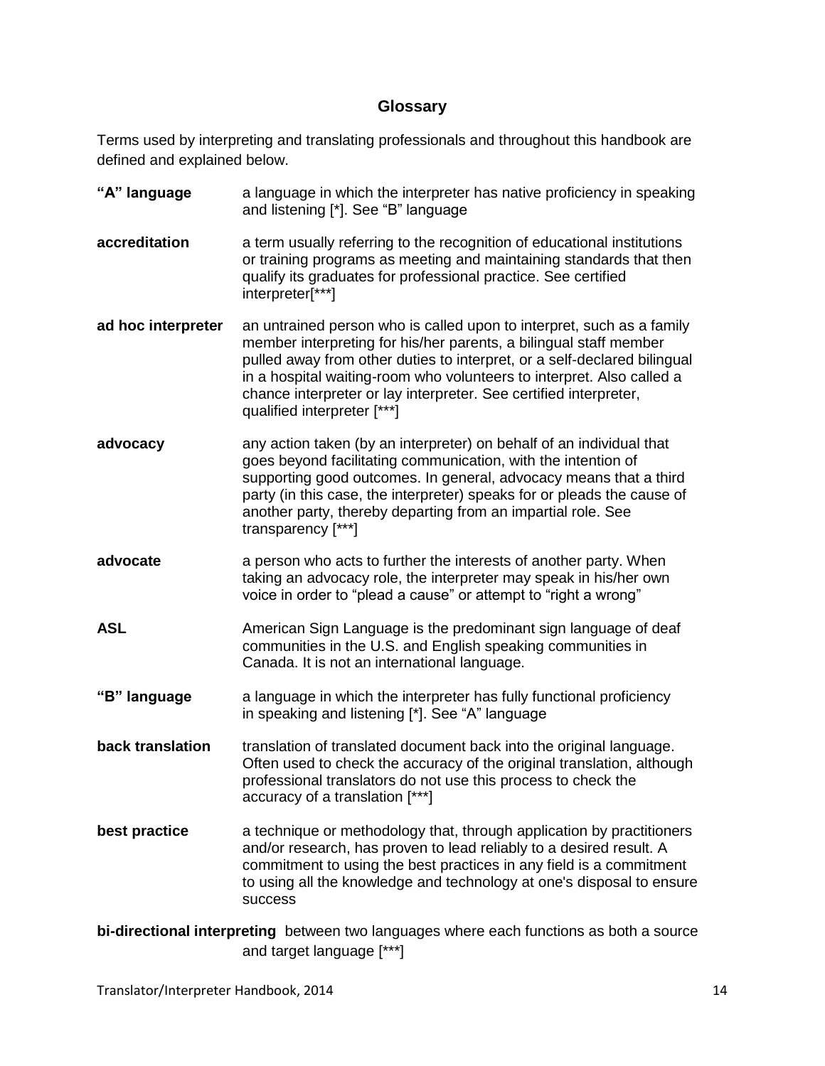## Glossary

Terms used by interpreting and translating professionals and throughout this handbook are defined and explained below.

**"A" language** a language in which the interpreter has native proficiency in speaking and listening [*]. See "B" language

**accreditation** a term usually referring to the recognition of educational institutions or training programs as meeting and maintaining standards that then qualify its graduates for professional practice. See certified interpreter[***]

**ad hoc interpreter** an untrained person who is called upon to interpret, such as a family member interpreting for his/her parents, a bilingual staff member pulled away from other duties to interpret, or a self-declared bilingual in a hospital waiting-room who volunteers to interpret. Also called a chance interpreter or lay interpreter. See certified interpreter, qualified interpreter [***]

**advocacy** any action taken (by an interpreter) on behalf of an individual that goes beyond facilitating communication, with the intention of supporting good outcomes. In general, advocacy means that a third party (in this case, the interpreter) speaks for or pleads the cause of another party, thereby departing from an impartial role. See transparency [***]

**advocate** a person who acts to further the interests of another party. When taking an advocacy role, the interpreter may speak in his/her own voice in order to "plead a cause" or attempt to "right a wrong"

**ASL** American Sign Language is the predominant sign language of deaf communities in the U.S. and English speaking communities in Canada. It is not an international language.

**"B" language** a language in which the interpreter has fully functional proficiency in speaking and listening [*]. See "A" language

**back translation** translation of translated document back into the original language. Often used to check the accuracy of the original translation, although professional translators do not use this process to check the accuracy of a translation [***]

**best practice** a technique or methodology that, through application by practitioners and/or research, has proven to lead reliably to a desired result. A commitment to using the best practices in any field is a commitment to using all the knowledge and technology at one's disposal to ensure success

**bi-directional interpreting** between two languages where each functions as both a source and target language [***]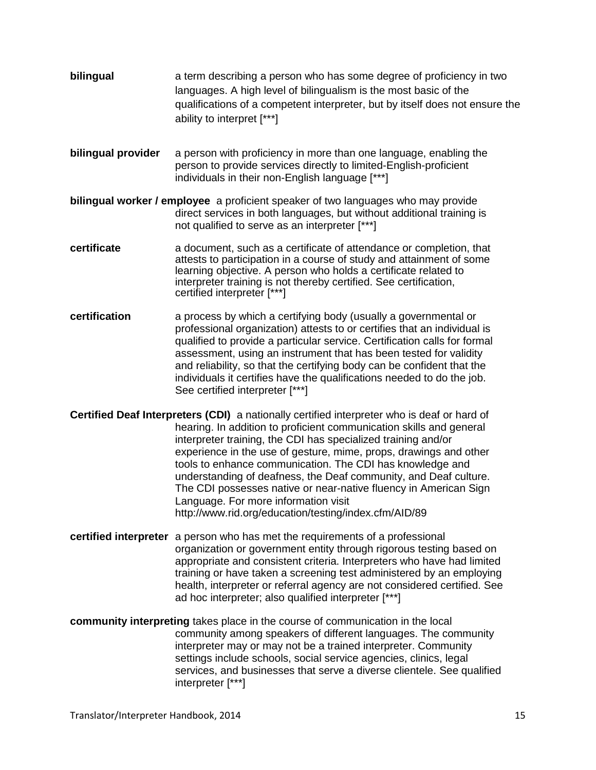**bilingual** a term describing a person who has some degree of proficiency in two languages. A high level of bilingualism is the most basic of the qualifications of a competent interpreter, but by itself does not ensure the ability to interpret [***]

**bilingual provider** a person with proficiency in more than one language, enabling the person to provide services directly to limited-English-proficient individuals in their non-English language [***]

**bilingual worker / employee** a proficient speaker of two languages who may provide direct services in both languages, but without additional training is not qualified to serve as an interpreter [***]

**certificate** a document, such as a certificate of attendance or completion, that attests to participation in a course of study and attainment of some learning objective. A person who holds a certificate related to interpreter training is not thereby certified. See certification, certified interpreter [***]

**certification** a process by which a certifying body (usually a governmental or professional organization) attests to or certifies that an individual is qualified to provide a particular service. Certification calls for formal assessment, using an instrument that has been tested for validity and reliability, so that the certifying body can be confident that the individuals it certifies have the qualifications needed to do the job. See certified interpreter [***]

**Certified Deaf Interpreters (CDI)** a nationally certified interpreter who is deaf or hard of hearing. In addition to proficient communication skills and general interpreter training, the CDI has specialized training and/or experience in the use of gesture, mime, props, drawings and other tools to enhance communication. The CDI has knowledge and understanding of deafness, the Deaf community, and Deaf culture. The CDI possesses native or near-native fluency in American Sign Language. For more information visit http://www.rid.org/education/testing/index.cfm/AID/89

**certified interpreter** a person who has met the requirements of a professional organization or government entity through rigorous testing based on appropriate and consistent criteria. Interpreters who have had limited training or have taken a screening test administered by an employing health, interpreter or referral agency are not considered certified. See ad hoc interpreter; also qualified interpreter [***]

**community interpreting** takes place in the course of communication in the local community among speakers of different languages. The community interpreter may or may not be a trained interpreter. Community settings include schools, social service agencies, clinics, legal services, and businesses that serve a diverse clientele. See qualified interpreter [***]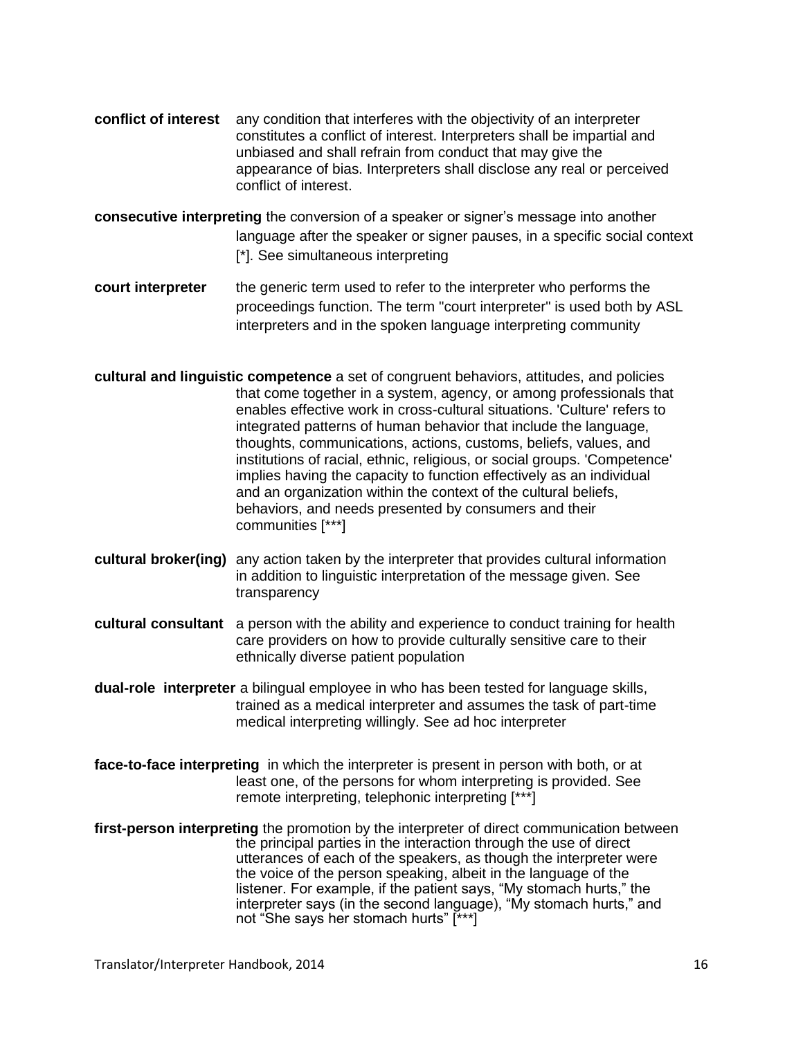**conflict of interest** any condition that interferes with the objectivity of an interpreter constitutes a conflict of interest. Interpreters shall be impartial and unbiased and shall refrain from conduct that may give the appearance of bias. Interpreters shall disclose any real or perceived conflict of interest.

**consecutive interpreting** the conversion of a speaker or signer's message into another language after the speaker or signer pauses, in a specific social context [*]. See simultaneous interpreting

**court interpreter** the generic term used to refer to the interpreter who performs the proceedings function. The term "court interpreter" is used both by ASL interpreters and in the spoken language interpreting community

**cultural and linguistic competence** a set of congruent behaviors, attitudes, and policies that come together in a system, agency, or among professionals that enables effective work in cross-cultural situations. 'Culture' refers to integrated patterns of human behavior that include the language, thoughts, communications, actions, customs, beliefs, values, and institutions of racial, ethnic, religious, or social groups. 'Competence' implies having the capacity to function effectively as an individual and an organization within the context of the cultural beliefs, behaviors, and needs presented by consumers and their communities [***]

**cultural broker(ing)** any action taken by the interpreter that provides cultural information in addition to linguistic interpretation of the message given. See transparency

**cultural consultant** a person with the ability and experience to conduct training for health care providers on how to provide culturally sensitive care to their ethnically diverse patient population

**dual-role interpreter** a bilingual employee in who has been tested for language skills, trained as a medical interpreter and assumes the task of part-time medical interpreting willingly. See ad hoc interpreter

**face-to-face interpreting** in which the interpreter is present in person with both, or at least one, of the persons for whom interpreting is provided. See remote interpreting, telephonic interpreting [***]

**first-person interpreting** the promotion by the interpreter of direct communication between the principal parties in the interaction through the use of direct utterances of each of the speakers, as though the interpreter were the voice of the person speaking, albeit in the language of the listener. For example, if the patient says, "My stomach hurts," the interpreter says (in the second language), "My stomach hurts," and not "She says her stomach hurts" [***]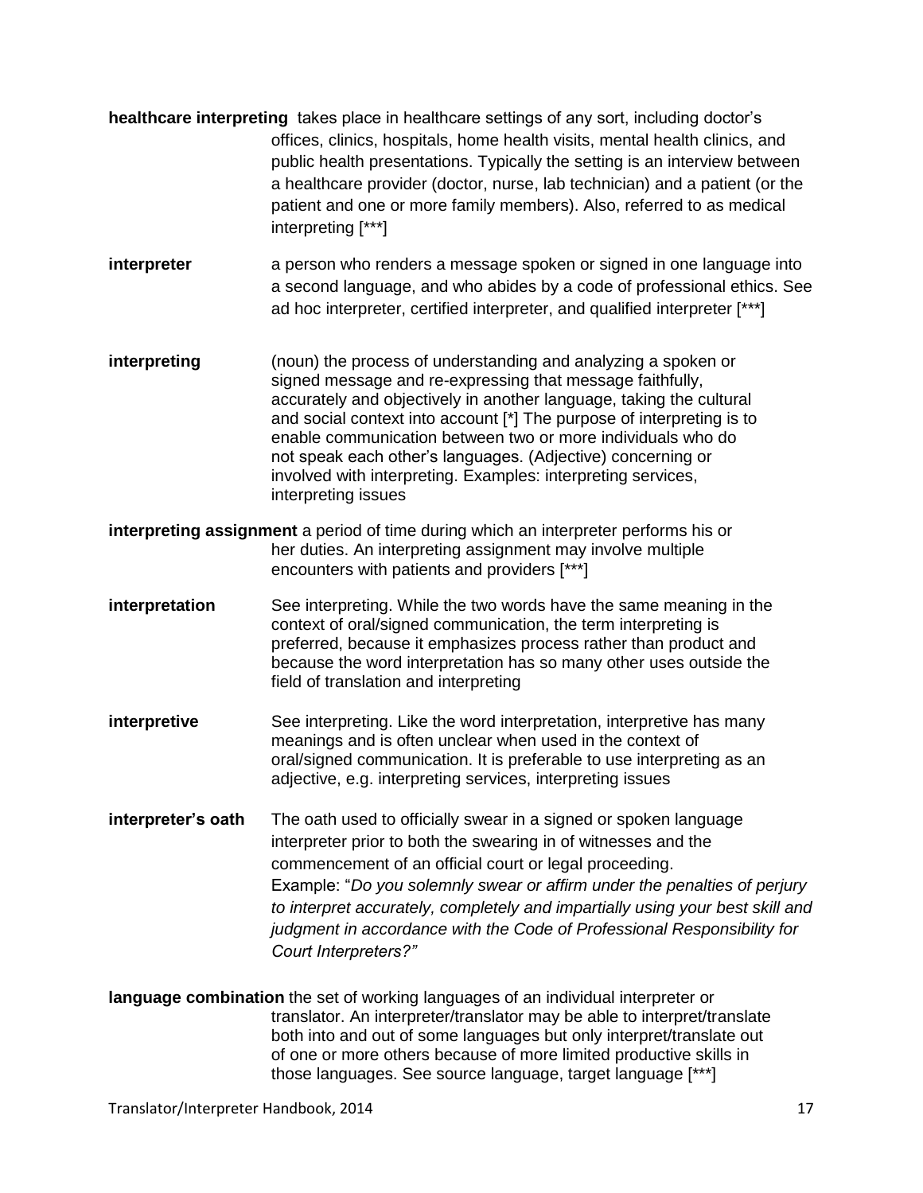**healthcare interpreting** takes place in healthcare settings of any sort, including doctor's offices, clinics, hospitals, home health visits, mental health clinics, and public health presentations. Typically the setting is an interview between a healthcare provider (doctor, nurse, lab technician) and a patient (or the patient and one or more family members). Also, referred to as medical interpreting [***]

**interpreter** a person who renders a message spoken or signed in one language into a second language, and who abides by a code of professional ethics. See ad hoc interpreter, certified interpreter, and qualified interpreter [***]

**interpreting** (noun) the process of understanding and analyzing a spoken or signed message and re-expressing that message faithfully, accurately and objectively in another language, taking the cultural and social context into account [*] The purpose of interpreting is to enable communication between two or more individuals who do not speak each other's languages. (Adjective) concerning or involved with interpreting. Examples: interpreting services, interpreting issues

**interpreting assignment** a period of time during which an interpreter performs his or her duties. An interpreting assignment may involve multiple encounters with patients and providers [***]

**interpretation** See interpreting. While the two words have the same meaning in the context of oral/signed communication, the term interpreting is preferred, because it emphasizes process rather than product and because the word interpretation has so many other uses outside the field of translation and interpreting

**interpretive** See interpreting. Like the word interpretation, interpretive has many meanings and is often unclear when used in the context of oral/signed communication. It is preferable to use interpreting as an adjective, e.g. interpreting services, interpreting issues

**interpreter's oath** The oath used to officially swear in a signed or spoken language interpreter prior to both the swearing in of witnesses and the commencement of an official court or legal proceeding. Example: "*Do you solemnly swear or affirm under the penalties of perjury to interpret accurately, completely and impartially using your best skill and judgment in accordance with the Code of Professional Responsibility for Court Interpreters?"*

**language combination** the set of working languages of an individual interpreter or translator. An interpreter/translator may be able to interpret/translate both into and out of some languages but only interpret/translate out of one or more others because of more limited productive skills in those languages. See source language, target language [***]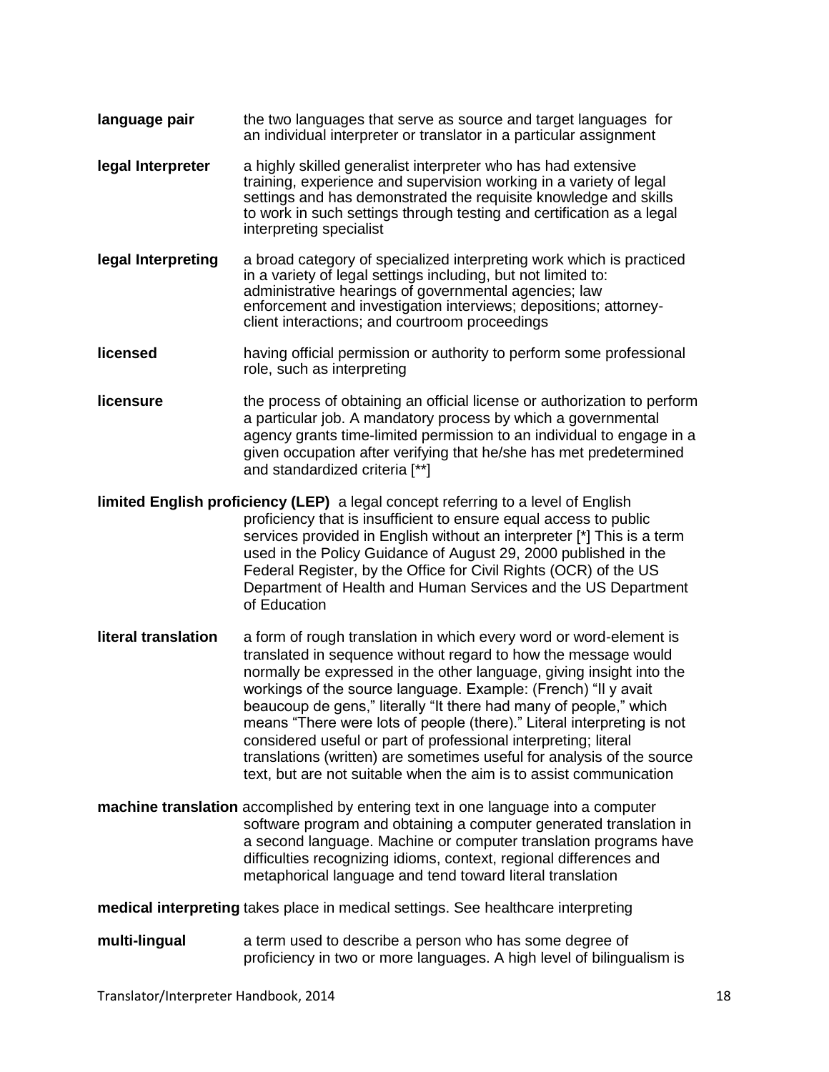**language pair** the two languages that serve as source and target languages for an individual interpreter or translator in a particular assignment

**legal Interpreter** a highly skilled generalist interpreter who has had extensive training, experience and supervision working in a variety of legal settings and has demonstrated the requisite knowledge and skills to work in such settings through testing and certification as a legal interpreting specialist

**legal Interpreting** a broad category of specialized interpreting work which is practiced in a variety of legal settings including, but not limited to: administrative hearings of governmental agencies; law enforcement and investigation interviews; depositions; attorney-client interactions; and courtroom proceedings

**licensed** having official permission or authority to perform some professional role, such as interpreting

**licensure** the process of obtaining an official license or authorization to perform a particular job. A mandatory process by which a governmental agency grants time-limited permission to an individual to engage in a given occupation after verifying that he/she has met predetermined and standardized criteria [**]

**limited English proficiency (LEP)** a legal concept referring to a level of English proficiency that is insufficient to ensure equal access to public services provided in English without an interpreter [*] This is a term used in the Policy Guidance of August 29, 2000 published in the Federal Register, by the Office for Civil Rights (OCR) of the US Department of Health and Human Services and the US Department of Education

**literal translation** a form of rough translation in which every word or word-element is translated in sequence without regard to how the message would normally be expressed in the other language, giving insight into the workings of the source language. Example: (French) "Il y avait beaucoup de gens," literally "It there had many of people," which means "There were lots of people (there)." Literal interpreting is not considered useful or part of professional interpreting; literal translations (written) are sometimes useful for analysis of the source text, but are not suitable when the aim is to assist communication

**machine translation** accomplished by entering text in one language into a computer software program and obtaining a computer generated translation in a second language. Machine or computer translation programs have difficulties recognizing idioms, context, regional differences and metaphorical language and tend toward literal translation

**medical interpreting** takes place in medical settings. See healthcare interpreting

**multi-lingual** a term used to describe a person who has some degree of proficiency in two or more languages. A high level of bilingualism is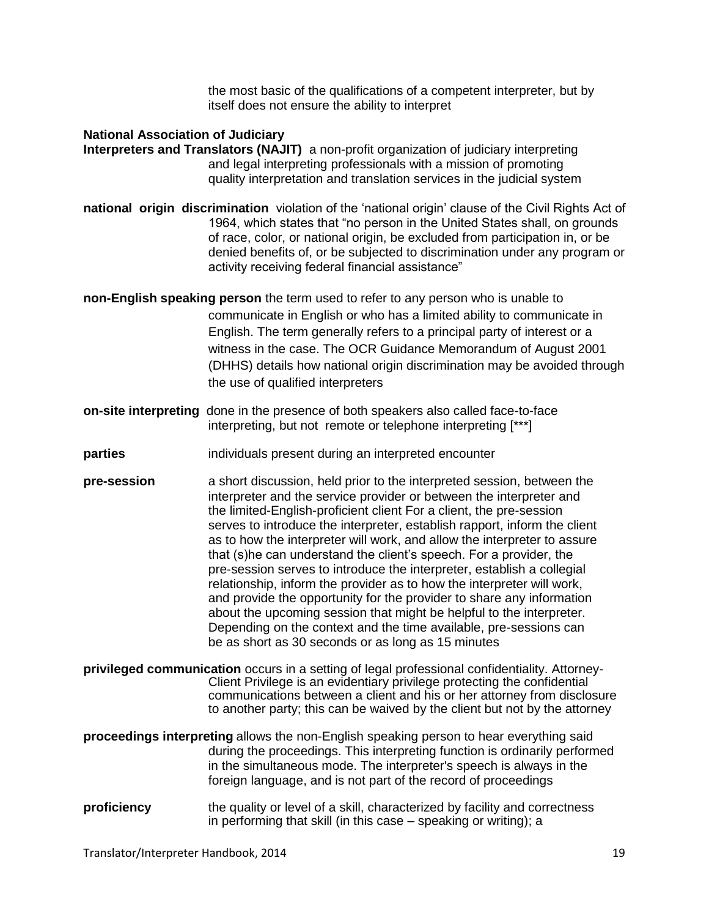the most basic of the qualifications of a competent interpreter, but by itself does not ensure the ability to interpret

**National Association of Judiciary Interpreters and Translators (NAJIT)** a non-profit organization of judiciary interpreting and legal interpreting professionals with a mission of promoting quality interpretation and translation services in the judicial system

**national origin discrimination** violation of the 'national origin' clause of the Civil Rights Act of 1964, which states that "no person in the United States shall, on grounds of race, color, or national origin, be excluded from participation in, or be denied benefits of, or be subjected to discrimination under any program or activity receiving federal financial assistance"

**non-English speaking person** the term used to refer to any person who is unable to communicate in English or who has a limited ability to communicate in English. The term generally refers to a principal party of interest or a witness in the case. The OCR Guidance Memorandum of August 2001 (DHHS) details how national origin discrimination may be avoided through the use of qualified interpreters

**on-site interpreting** done in the presence of both speakers also called face-to-face interpreting, but not remote or telephone interpreting [***]

**parties** individuals present during an interpreted encounter

**pre-session** a short discussion, held prior to the interpreted session, between the interpreter and the service provider or between the interpreter and the limited-English-proficient client For a client, the pre-session serves to introduce the interpreter, establish rapport, inform the client as to how the interpreter will work, and allow the interpreter to assure that (s)he can understand the client's speech. For a provider, the pre-session serves to introduce the interpreter, establish a collegial relationship, inform the provider as to how the interpreter will work, and provide the opportunity for the provider to share any information about the upcoming session that might be helpful to the interpreter. Depending on the context and the time available, pre-sessions can be as short as 30 seconds or as long as 15 minutes

**privileged communication** occurs in a setting of legal professional confidentiality. Attorney-Client Privilege is an evidentiary privilege protecting the confidential communications between a client and his or her attorney from disclosure to another party; this can be waived by the client but not by the attorney

**proceedings interpreting** allows the non-English speaking person to hear everything said during the proceedings. This interpreting function is ordinarily performed in the simultaneous mode. The interpreter's speech is always in the foreign language, and is not part of the record of proceedings

**proficiency** the quality or level of a skill, characterized by facility and correctness in performing that skill (in this case – speaking or writing); a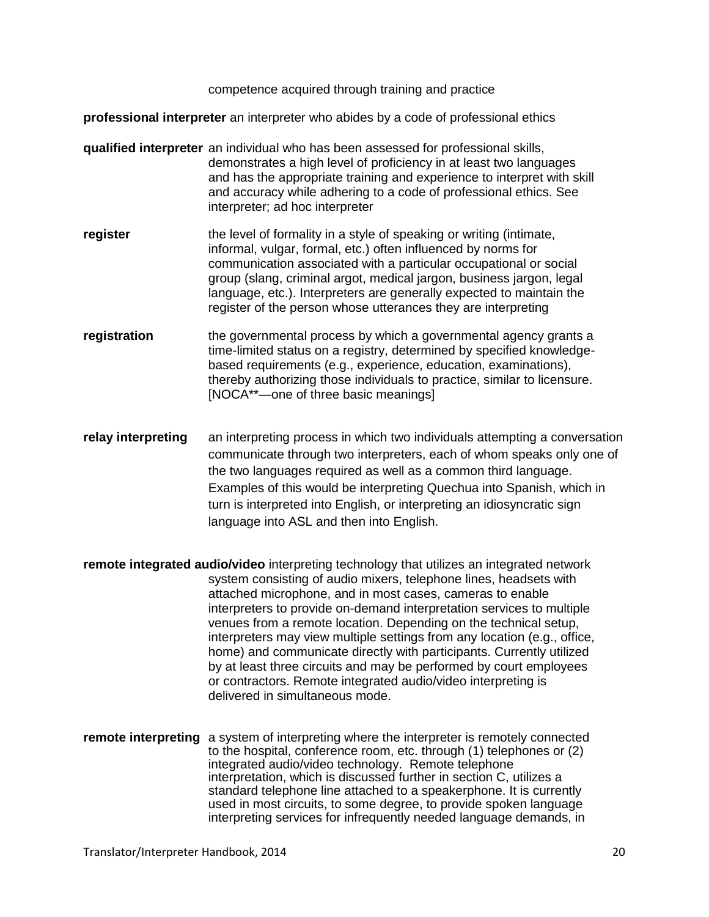competence acquired through training and practice

**professional interpreter** an interpreter who abides by a code of professional ethics

**qualified interpreter** an individual who has been assessed for professional skills, demonstrates a high level of proficiency in at least two languages and has the appropriate training and experience to interpret with skill and accuracy while adhering to a code of professional ethics. See interpreter; ad hoc interpreter

**register** the level of formality in a style of speaking or writing (intimate, informal, vulgar, formal, etc.) often influenced by norms for communication associated with a particular occupational or social group (slang, criminal argot, medical jargon, business jargon, legal language, etc.). Interpreters are generally expected to maintain the register of the person whose utterances they are interpreting

**registration** the governmental process by which a governmental agency grants a time-limited status on a registry, determined by specified knowledge-based requirements (e.g., experience, education, examinations), thereby authorizing those individuals to practice, similar to licensure. [NOCA**—one of three basic meanings]

**relay interpreting** an interpreting process in which two individuals attempting a conversation communicate through two interpreters, each of whom speaks only one of the two languages required as well as a common third language. Examples of this would be interpreting Quechua into Spanish, which in turn is interpreted into English, or interpreting an idiosyncratic sign language into ASL and then into English.

**remote integrated audio/video** interpreting technology that utilizes an integrated network system consisting of audio mixers, telephone lines, headsets with attached microphone, and in most cases, cameras to enable interpreters to provide on-demand interpretation services to multiple venues from a remote location. Depending on the technical setup, interpreters may view multiple settings from any location (e.g., office, home) and communicate directly with participants. Currently utilized by at least three circuits and may be performed by court employees or contractors. Remote integrated audio/video interpreting is delivered in simultaneous mode.

**remote interpreting** a system of interpreting where the interpreter is remotely connected to the hospital, conference room, etc. through (1) telephones or (2) integrated audio/video technology. Remote telephone interpretation, which is discussed further in section C, utilizes a standard telephone line attached to a speakerphone. It is currently used in most circuits, to some degree, to provide spoken language interpreting services for infrequently needed language demands, in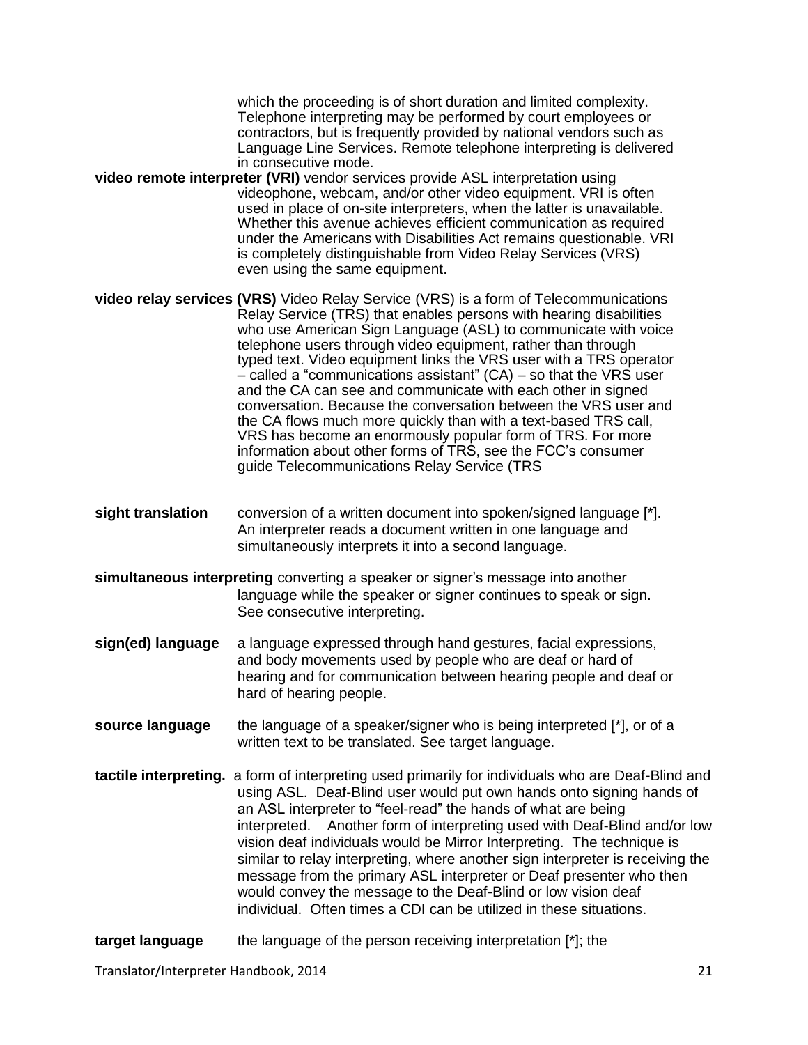which the proceeding is of short duration and limited complexity. Telephone interpreting may be performed by court employees or contractors, but is frequently provided by national vendors such as Language Line Services. Remote telephone interpreting is delivered in consecutive mode.

**video remote interpreter (VRI)** vendor services provide ASL interpretation using videophone, webcam, and/or other video equipment. VRI is often used in place of on-site interpreters, when the latter is unavailable. Whether this avenue achieves efficient communication as required under the Americans with Disabilities Act remains questionable. VRI is completely distinguishable from Video Relay Services (VRS) even using the same equipment.

**video relay services (VRS)** Video Relay Service (VRS) is a form of Telecommunications Relay Service (TRS) that enables persons with hearing disabilities who use American Sign Language (ASL) to communicate with voice telephone users through video equipment, rather than through typed text. Video equipment links the VRS user with a TRS operator – called a "communications assistant" (CA) – so that the VRS user and the CA can see and communicate with each other in signed conversation. Because the conversation between the VRS user and the CA flows much more quickly than with a text-based TRS call, VRS has become an enormously popular form of TRS. For more information about other forms of TRS, see the FCC's consumer guide Telecommunications Relay Service (TRS

**sight translation** conversion of a written document into spoken/signed language [*]. An interpreter reads a document written in one language and simultaneously interprets it into a second language.

**simultaneous interpreting** converting a speaker or signer's message into another language while the speaker or signer continues to speak or sign. See consecutive interpreting.

**sign(ed) language** a language expressed through hand gestures, facial expressions, and body movements used by people who are deaf or hard of hearing and for communication between hearing people and deaf or hard of hearing people.

**source language** the language of a speaker/signer who is being interpreted [*], or of a written text to be translated. See target language.

**tactile interpreting.** a form of interpreting used primarily for individuals who are Deaf-Blind and using ASL. Deaf-Blind user would put own hands onto signing hands of an ASL interpreter to "feel-read" the hands of what are being interpreted. Another form of interpreting used with Deaf-Blind and/or low vision deaf individuals would be Mirror Interpreting. The technique is similar to relay interpreting, where another sign interpreter is receiving the message from the primary ASL interpreter or Deaf presenter who then would convey the message to the Deaf-Blind or low vision deaf individual. Often times a CDI can be utilized in these situations.

**target language** the language of the person receiving interpretation [*]; the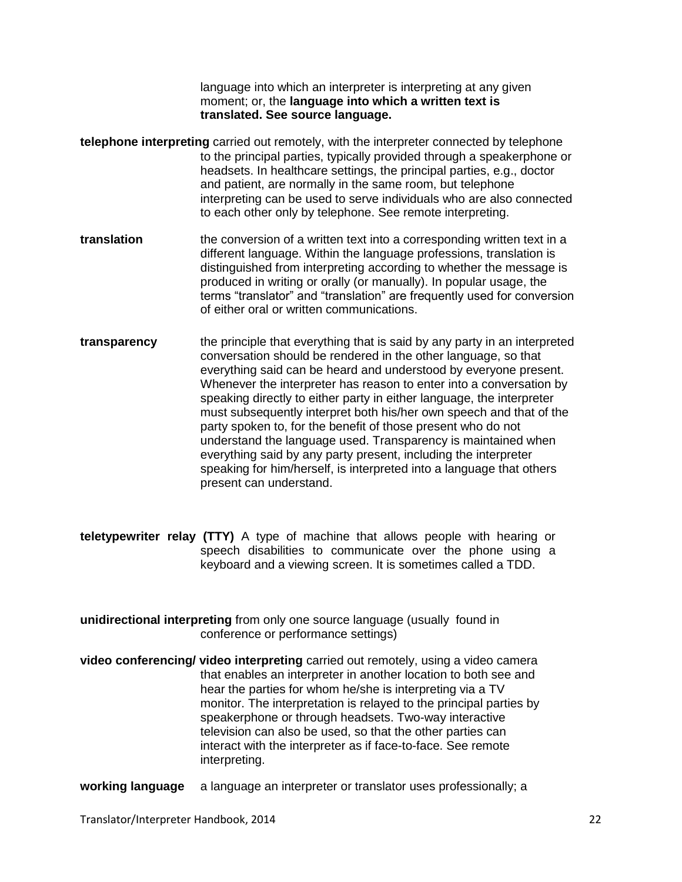language into which an interpreter is interpreting at any given moment; or, the **language into which a written text is translated. See source language.**

**telephone interpreting** carried out remotely, with the interpreter connected by telephone to the principal parties, typically provided through a speakerphone or headsets. In healthcare settings, the principal parties, e.g., doctor and patient, are normally in the same room, but telephone interpreting can be used to serve individuals who are also connected to each other only by telephone. See remote interpreting.

**translation** the conversion of a written text into a corresponding written text in a different language. Within the language professions, translation is distinguished from interpreting according to whether the message is produced in writing or orally (or manually). In popular usage, the terms "translator" and "translation" are frequently used for conversion of either oral or written communications.

**transparency** the principle that everything that is said by any party in an interpreted conversation should be rendered in the other language, so that everything said can be heard and understood by everyone present. Whenever the interpreter has reason to enter into a conversation by speaking directly to either party in either language, the interpreter must subsequently interpret both his/her own speech and that of the party spoken to, for the benefit of those present who do not understand the language used. Transparency is maintained when everything said by any party present, including the interpreter speaking for him/herself, is interpreted into a language that others present can understand.

**teletypewriter relay (TTY)** A type of machine that allows people with hearing or speech disabilities to communicate over the phone using a keyboard and a viewing screen. It is sometimes called a TDD.

**unidirectional interpreting** from only one source language (usually found in conference or performance settings)

**video conferencing/ video interpreting** carried out remotely, using a video camera that enables an interpreter in another location to both see and hear the parties for whom he/she is interpreting via a TV monitor. The interpretation is relayed to the principal parties by speakerphone or through headsets. Two-way interactive television can also be used, so that the other parties can interact with the interpreter as if face-to-face. See remote interpreting.

**working language** a language an interpreter or translator uses professionally; a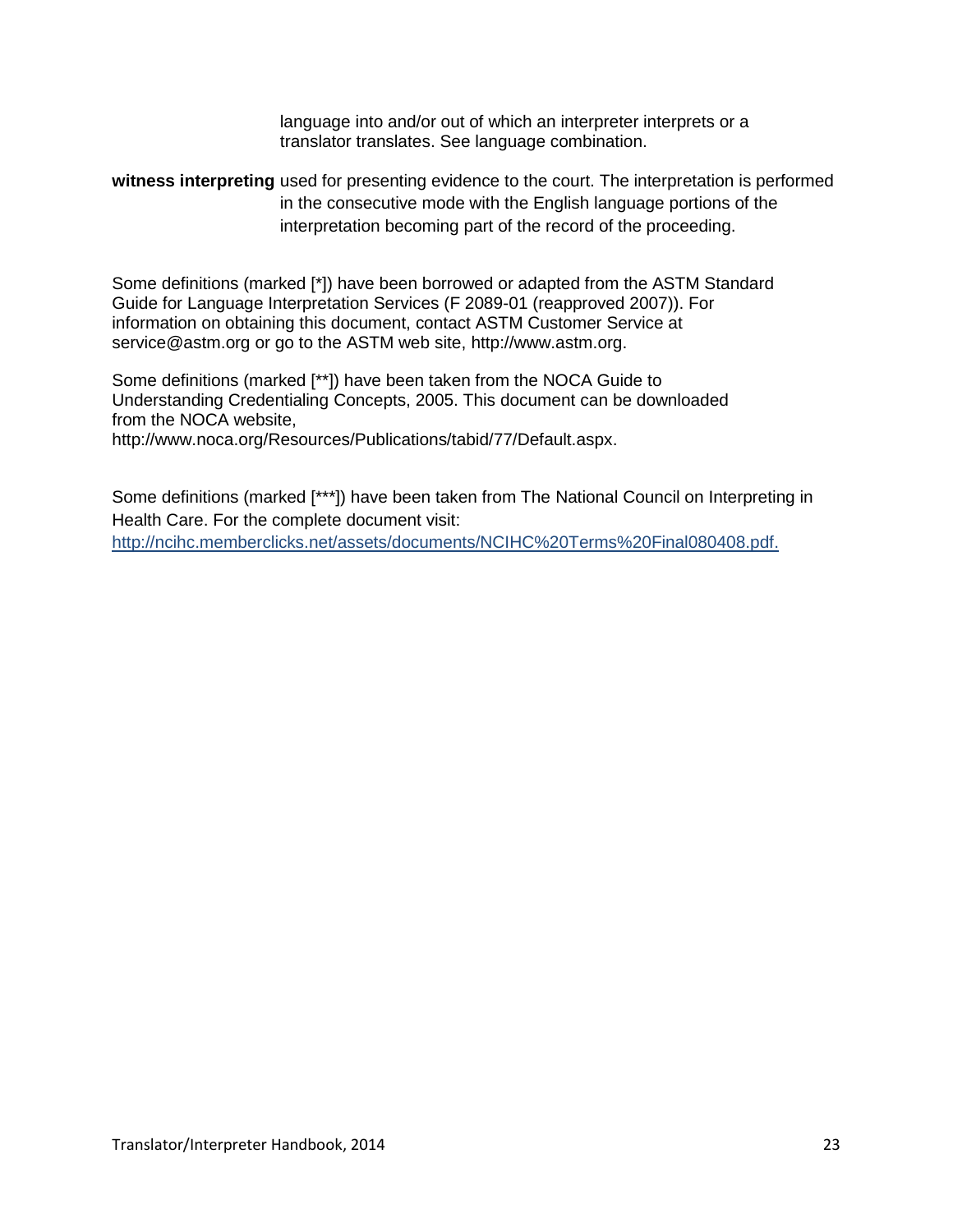language into and/or out of which an interpreter interprets or a translator translates. See language combination.

**witness interpreting** used for presenting evidence to the court. The interpretation is performed in the consecutive mode with the English language portions of the interpretation becoming part of the record of the proceeding.

Some definitions (marked [*]) have been borrowed or adapted from the ASTM Standard Guide for Language Interpretation Services (F 2089-01 (reapproved 2007)). For information on obtaining this document, contact ASTM Customer Service at service@astm.org or go to the ASTM web site, http://www.astm.org.

Some definitions (marked [**]) have been taken from the NOCA Guide to Understanding Credentialing Concepts, 2005. This document can be downloaded from the NOCA website, http://www.noca.org/Resources/Publications/tabid/77/Default.aspx.

Some definitions (marked [***]) have been taken from The National Council on Interpreting in Health Care. For the complete document visit: http://ncihc.memberclicks.net/assets/documents/NCIHC%20Terms%20Final080408.pdf.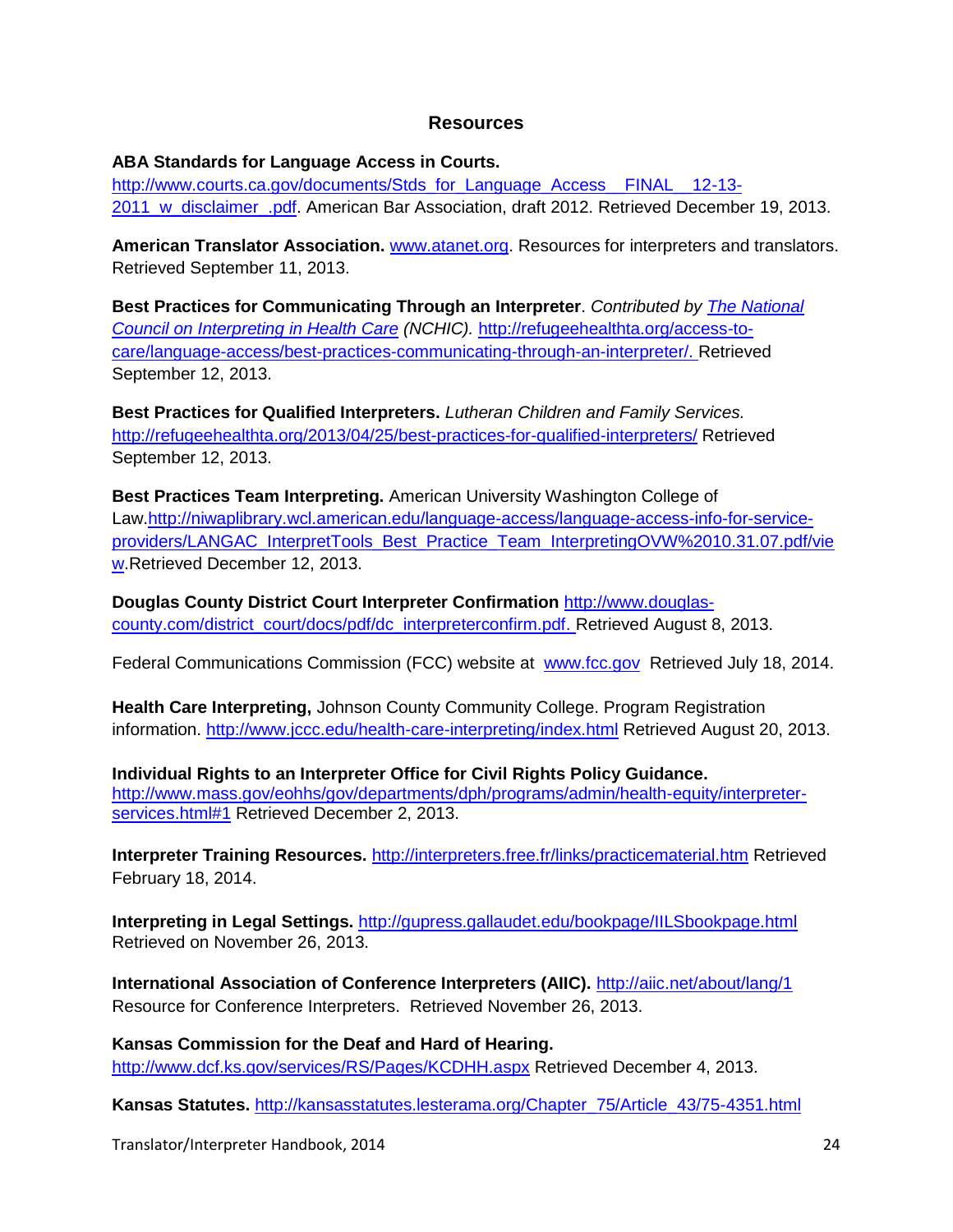## Resources

**ABA Standards for Language Access in Courts.** http://www.courts.ca.gov/documents/Stds_for_Language_Access__FINAL__12-13-2011_w_disclaimer_.pdf. American Bar Association, draft 2012. Retrieved December 19, 2013.

**American Translator Association.** www.atanet.org. Resources for interpreters and translators. Retrieved September 11, 2013.

**Best Practices for Communicating Through an Interpreter**. *Contributed by The National Council on Interpreting in Health Care (NCHIC).* http://refugeehealthta.org/access-to-care/language-access/best-practices-communicating-through-an-interpreter/. Retrieved September 12, 2013.

**Best Practices for Qualified Interpreters.** *Lutheran Children and Family Services.* http://refugeehealthta.org/2013/04/25/best-practices-for-qualified-interpreters/ Retrieved September 12, 2013.

**Best Practices Team Interpreting.** American University Washington College of Law.http://niwaplibrary.wcl.american.edu/language-access/language-access-info-for-service-providers/LANGAC_InterpretTools_Best_Practice_Team_InterpretingOVW%2010.31.07.pdf/view.Retrieved December 12, 2013.

**Douglas County District Court Interpreter Confirmation** http://www.douglas-county.com/district_court/docs/pdf/dc_interpreterconfirm.pdf. Retrieved August 8, 2013.

Federal Communications Commission (FCC) website at www.fcc.gov Retrieved July 18, 2014.

**Health Care Interpreting,** Johnson County Community College. Program Registration information. http://www.jccc.edu/health-care-interpreting/index.html Retrieved August 20, 2013.

**Individual Rights to an Interpreter Office for Civil Rights Policy Guidance.** http://www.mass.gov/eohhs/gov/departments/dph/programs/admin/health-equity/interpreter-services.html#1 Retrieved December 2, 2013.

**Interpreter Training Resources.** http://interpreters.free.fr/links/practicematerial.htm Retrieved February 18, 2014.

**Interpreting in Legal Settings.** http://gupress.gallaudet.edu/bookpage/IILSbookpage.html Retrieved on November 26, 2013.

**International Association of Conference Interpreters (AIIC).** http://aiic.net/about/lang/1 Resource for Conference Interpreters. Retrieved November 26, 2013.

**Kansas Commission for the Deaf and Hard of Hearing.** http://www.dcf.ks.gov/services/RS/Pages/KCDHH.aspx Retrieved December 4, 2013.

**Kansas Statutes.** http://kansasstatutes.lesterama.org/Chapter_75/Article_43/75-4351.html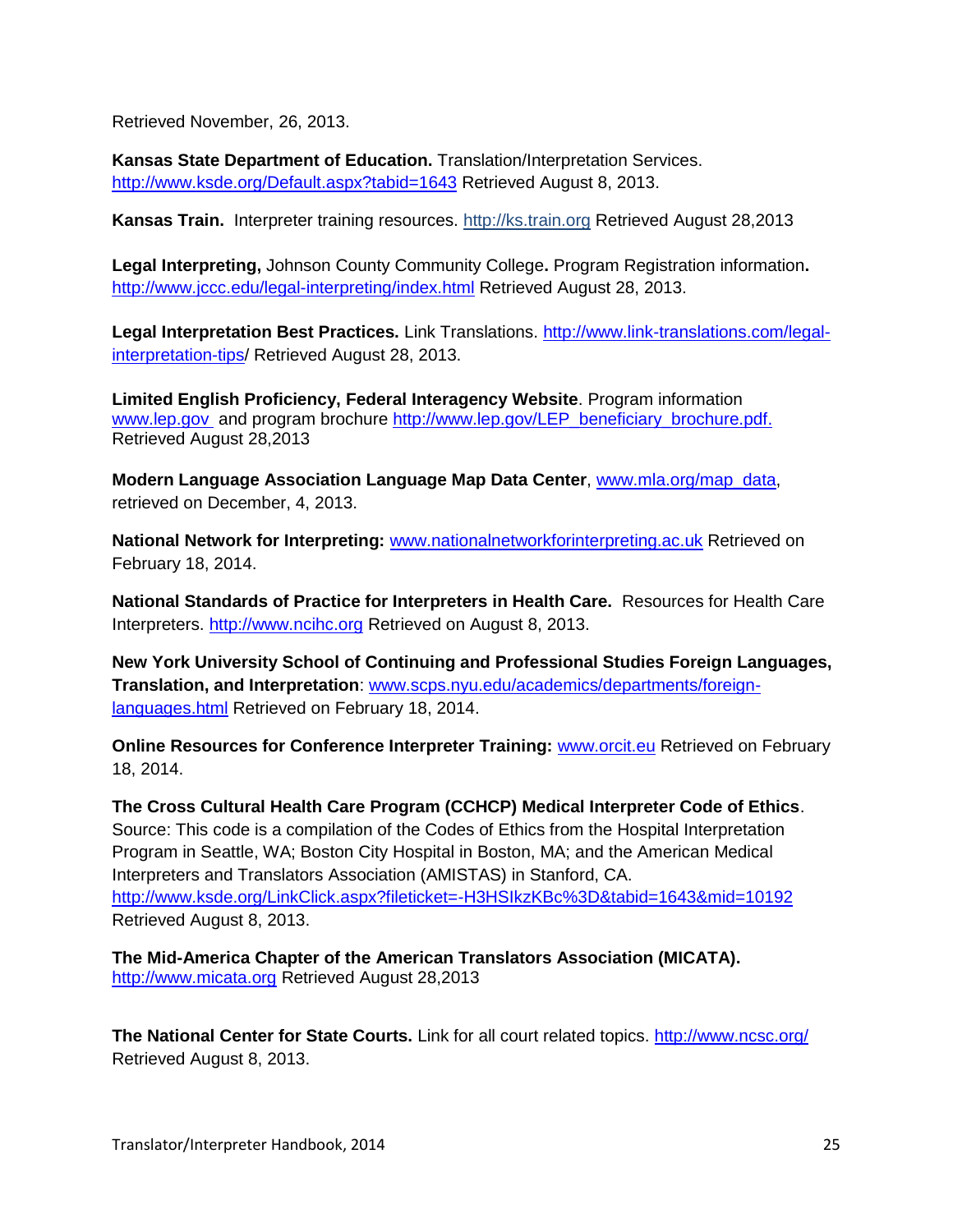Retrieved November, 26, 2013.

**Kansas State Department of Education.** Translation/Interpretation Services. http://www.ksde.org/Default.aspx?tabid=1643 Retrieved August 8, 2013.

**Kansas Train.** Interpreter training resources. http://ks.train.org Retrieved August 28,2013

**Legal Interpreting,** Johnson County Community College**.** Program Registration information**.** http://www.jccc.edu/legal-interpreting/index.html Retrieved August 28, 2013.

**Legal Interpretation Best Practices.** Link Translations. http://www.link-translations.com/legal-interpretation-tips/ Retrieved August 28, 2013.

**Limited English Proficiency, Federal Interagency Website**. Program information www.lep.gov and program brochure http://www.lep.gov/LEP_beneficiary_brochure.pdf. Retrieved August 28,2013

**Modern Language Association Language Map Data Center**, www.mla.org/map_data, retrieved on December, 4, 2013.

**National Network for Interpreting:** www.nationalnetworkforinterpreting.ac.uk Retrieved on February 18, 2014.

**National Standards of Practice for Interpreters in Health Care.** Resources for Health Care Interpreters. http://www.ncihc.org Retrieved on August 8, 2013.

**New York University School of Continuing and Professional Studies Foreign Languages, Translation, and Interpretation**: www.scps.nyu.edu/academics/departments/foreign-languages.html Retrieved on February 18, 2014.

**Online Resources for Conference Interpreter Training:** www.orcit.eu Retrieved on February 18, 2014.

**The Cross Cultural Health Care Program (CCHCP) Medical Interpreter Code of Ethics**. Source: This code is a compilation of the Codes of Ethics from the Hospital Interpretation Program in Seattle, WA; Boston City Hospital in Boston, MA; and the American Medical Interpreters and Translators Association (AMISTAS) in Stanford, CA. http://www.ksde.org/LinkClick.aspx?fileticket=-H3HSIkzKBc%3D&tabid=1643&mid=10192 Retrieved August 8, 2013.

**The Mid-America Chapter of the American Translators Association (MICATA).** http://www.micata.org Retrieved August 28,2013

**The National Center for State Courts.** Link for all court related topics. http://www.ncsc.org/ Retrieved August 8, 2013.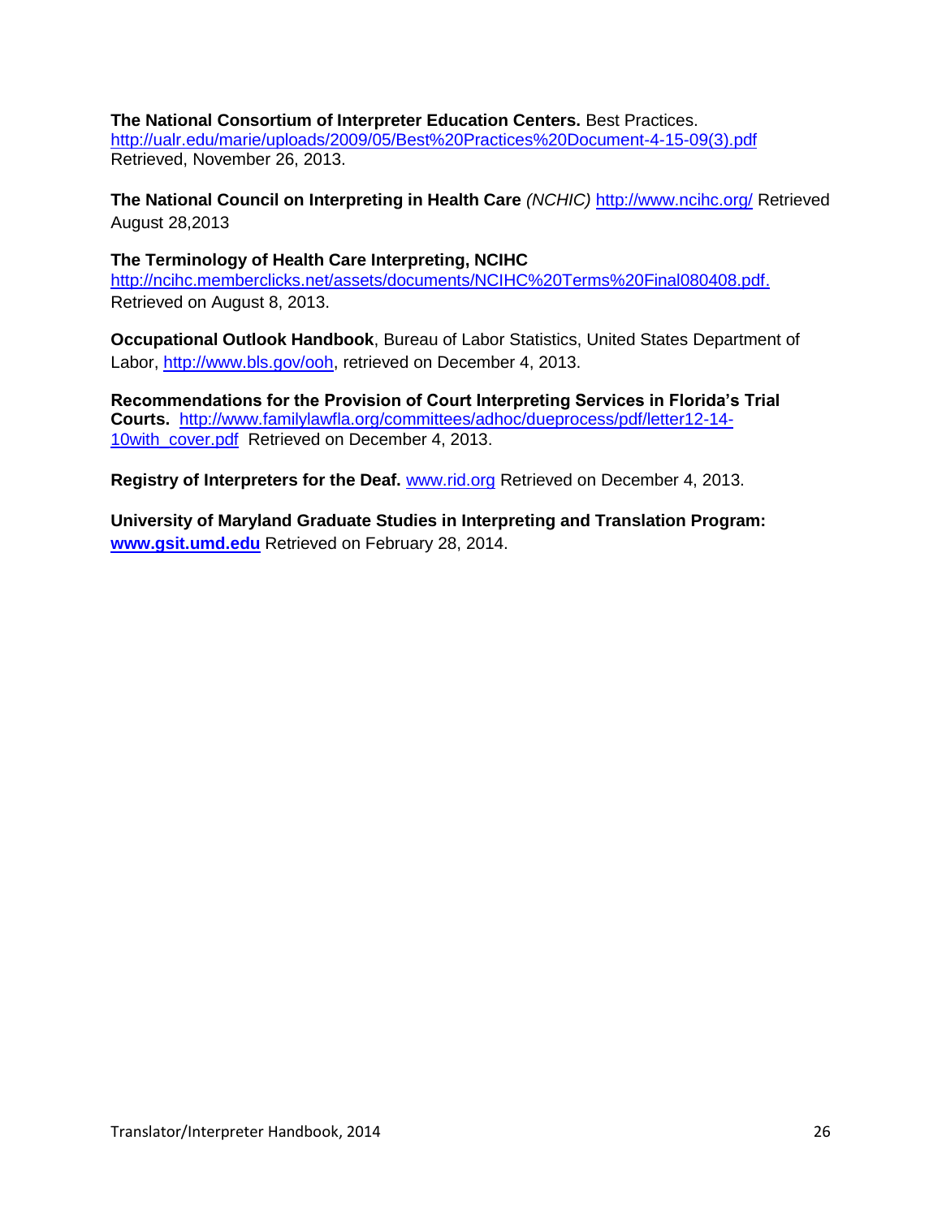**The National Consortium of Interpreter Education Centers.** Best Practices. http://ualr.edu/marie/uploads/2009/05/Best%20Practices%20Document-4-15-09(3).pdf Retrieved, November 26, 2013.

**The National Council on Interpreting in Health Care** *(NCHIC)* http://www.ncihc.org/ Retrieved August 28,2013

**The Terminology of Health Care Interpreting, NCIHC**
http://ncihc.memberclicks.net/assets/documents/NCIHC%20Terms%20Final080408.pdf. Retrieved on August 8, 2013.

**Occupational Outlook Handbook**, Bureau of Labor Statistics, United States Department of Labor, http://www.bls.gov/ooh, retrieved on December 4, 2013.

**Recommendations for the Provision of Court Interpreting Services in Florida's Trial Courts.** http://www.familylawfla.org/committees/adhoc/dueprocess/pdf/letter12-14-10with_cover.pdf Retrieved on December 4, 2013.

**Registry of Interpreters for the Deaf.** www.rid.org Retrieved on December 4, 2013.

**University of Maryland Graduate Studies in Interpreting and Translation Program:** **www.gsit.umd.edu** Retrieved on February 28, 2014.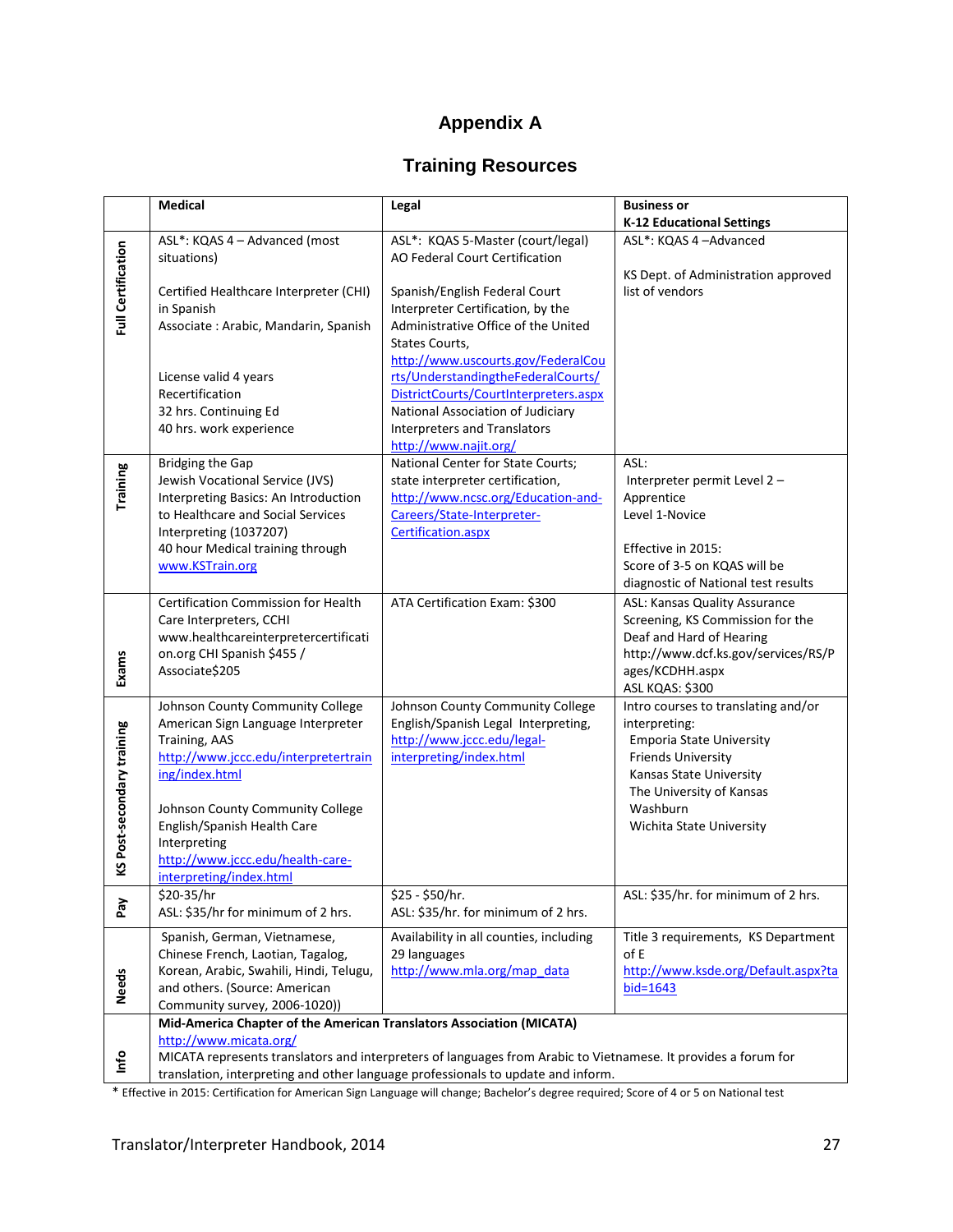# Appendix A

## Training Resources

| | Medical | Legal | Business or K-12 Educational Settings |
|---|---|---|---|
| **Full Certification** | ASL*: KQAS 4 – Advanced (most situations)<br><br>Certified Healthcare Interpreter (CHI) in Spanish<br>Associate : Arabic, Mandarin, Spanish<br><br>License valid 4 years<br>Recertification<br>32 hrs. Continuing Ed<br>40 hrs. work experience | ASL*: KQAS 5-Master (court/legal)<br>AO Federal Court Certification<br><br>Spanish/English Federal Court Interpreter Certification, by the Administrative Office of the United States Courts, http://www.uscourts.gov/FederalCourts/UnderstandingtheFederalCourts/DistrictCourts/CourtInterpreters.aspx<br>National Association of Judiciary Interpreters and Translators http://www.najit.org/ | ASL*: KQAS 4 –Advanced<br><br>KS Dept. of Administration approved list of vendors |
| **Training** | Bridging the Gap<br>Jewish Vocational Service (JVS)<br>Interpreting Basics: An Introduction to Healthcare and Social Services Interpreting (1037207)<br>40 hour Medical training through www.KSTrain.org | National Center for State Courts; state interpreter certification, http://www.ncsc.org/Education-and-Careers/State-Interpreter-Certification.aspx | ASL:<br>Interpreter permit Level 2 – Apprentice<br>Level 1-Novice<br><br>Effective in 2015:<br>Score of 3-5 on KQAS will be diagnostic of National test results |
| **Exams** | Certification Commission for Health Care Interpreters, CCHI www.healthcareinterpretercertification.org CHI Spanish $455 / Associate$205 | ATA Certification Exam: $300 | ASL: Kansas Quality Assurance Screening, KS Commission for the Deaf and Hard of Hearing http://www.dcf.ks.gov/services/RS/Pages/KCDHH.aspx<br>ASL KQAS: $300 |
| **KS Post-secondary training** | Johnson County Community College American Sign Language Interpreter Training, AAS http://www.jccc.edu/interpretertraining/index.html<br><br>Johnson County Community College English/Spanish Health Care Interpreting http://www.jccc.edu/health-care-interpreting/index.html | Johnson County Community College English/Spanish Legal Interpreting, http://www.jccc.edu/legal-interpreting/index.html | Intro courses to translating and/or interpreting:<br>Emporia State University<br>Friends University<br>Kansas State University<br>The University of Kansas<br>Washburn<br>Wichita State University |
| **Pay** | $20-35/hr<br>ASL: $35/hr for minimum of 2 hrs. | $25 - $50/hr.<br>ASL: $35/hr. for minimum of 2 hrs. | ASL: $35/hr. for minimum of 2 hrs. |
| **Needs** | Spanish, German, Vietnamese, Chinese French, Laotian, Tagalog, Korean, Arabic, Swahili, Hindi, Telugu, and others. (Source: American Community survey, 2006-1020)) | Availability in all counties, including 29 languages http://www.mla.org/map_data | Title 3 requirements, KS Department of E http://www.ksde.org/Default.aspx?tabid=1643 |
| **Info** | **Mid-America Chapter of the American Translators Association (MICATA)**<br>http://www.micata.org/<br>MICATA represents translators and interpreters of languages from Arabic to Vietnamese. It provides a forum for translation, interpreting and other language professionals to update and inform. | | |

* Effective in 2015: Certification for American Sign Language will change; Bachelor's degree required; Score of 4 or 5 on National test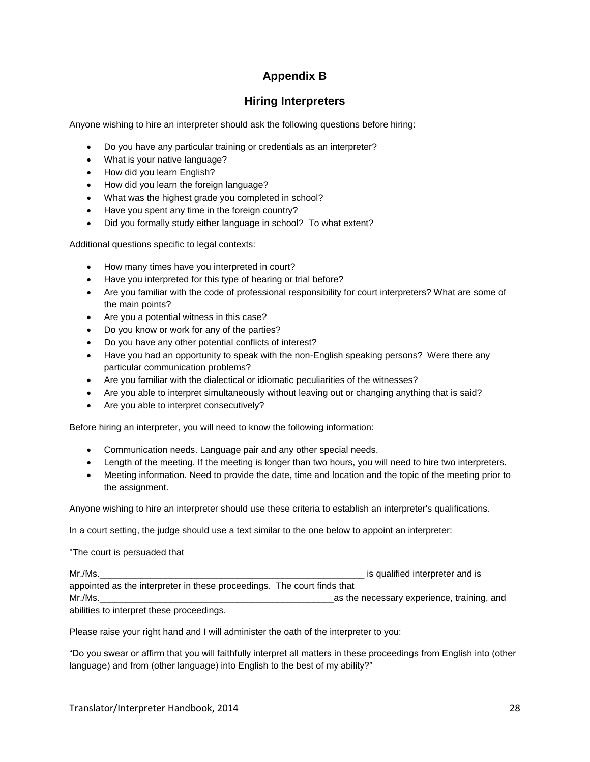# Appendix B

## Hiring Interpreters

Anyone wishing to hire an interpreter should ask the following questions before hiring:

- Do you have any particular training or credentials as an interpreter?
- What is your native language?
- How did you learn English?
- How did you learn the foreign language?
- What was the highest grade you completed in school?
- Have you spent any time in the foreign country?
- Did you formally study either language in school? To what extent?

Additional questions specific to legal contexts:

- How many times have you interpreted in court?
- Have you interpreted for this type of hearing or trial before?
- Are you familiar with the code of professional responsibility for court interpreters? What are some of the main points?
- Are you a potential witness in this case?
- Do you know or work for any of the parties?
- Do you have any other potential conflicts of interest?
- Have you had an opportunity to speak with the non-English speaking persons? Were there any particular communication problems?
- Are you familiar with the dialectical or idiomatic peculiarities of the witnesses?
- Are you able to interpret simultaneously without leaving out or changing anything that is said?
- Are you able to interpret consecutively?

Before hiring an interpreter, you will need to know the following information:

- Communication needs. Language pair and any other special needs.
- Length of the meeting. If the meeting is longer than two hours, you will need to hire two interpreters.
- Meeting information. Need to provide the date, time and location and the topic of the meeting prior to the assignment.

Anyone wishing to hire an interpreter should use these criteria to establish an interpreter's qualifications.

In a court setting, the judge should use a text similar to the one below to appoint an interpreter:

"The court is persuaded that

Mr./Ms.\_\_\_\_\_\_\_\_\_\_\_\_\_\_\_\_\_\_\_\_\_\_\_\_\_\_\_\_\_\_\_\_\_\_\_\_\_\_\_\_\_\_\_\_\_\_\_\_\_\_\_\_\_ is qualified interpreter and is appointed as the interpreter in these proceedings. The court finds that Mr./Ms.\_\_\_\_\_\_\_\_\_\_\_\_\_\_\_\_\_\_\_\_\_\_\_\_\_\_\_\_\_\_\_\_\_\_\_\_\_\_\_\_\_\_\_\_\_\_\_\_as the necessary experience, training, and abilities to interpret these proceedings.

Please raise your right hand and I will administer the oath of the interpreter to you:

"Do you swear or affirm that you will faithfully interpret all matters in these proceedings from English into (other language) and from (other language) into English to the best of my ability?"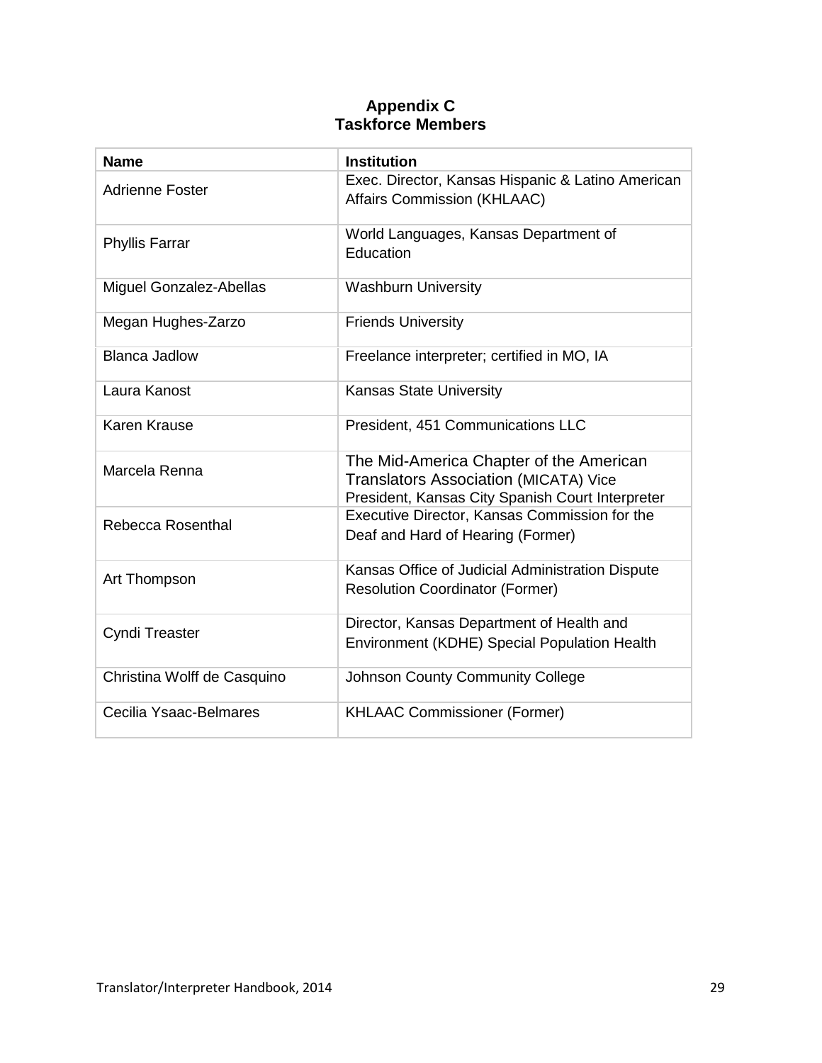# Appendix C
## Taskforce Members

| Name | Institution |
|---|---|
| Adrienne Foster | Exec. Director, Kansas Hispanic & Latino American Affairs Commission (KHLAAC) |
| Phyllis Farrar | World Languages, Kansas Department of Education |
| Miguel Gonzalez-Abellas | Washburn University |
| Megan Hughes-Zarzo | Friends University |
| Blanca Jadlow | Freelance interpreter; certified in MO, IA |
| Laura Kanost | Kansas State University |
| Karen Krause | President, 451 Communications LLC |
| Marcela Renna | The Mid-America Chapter of the American Translators Association (MICATA) Vice President, Kansas City Spanish Court Interpreter |
| Rebecca Rosenthal | Executive Director, Kansas Commission for the Deaf and Hard of Hearing (Former) |
| Art Thompson | Kansas Office of Judicial Administration Dispute Resolution Coordinator (Former) |
| Cyndi Treaster | Director, Kansas Department of Health and Environment (KDHE) Special Population Health |
| Christina Wolff de Casquino | Johnson County Community College |
| Cecilia Ysaac-Belmares | KHLAAC Commissioner (Former) |